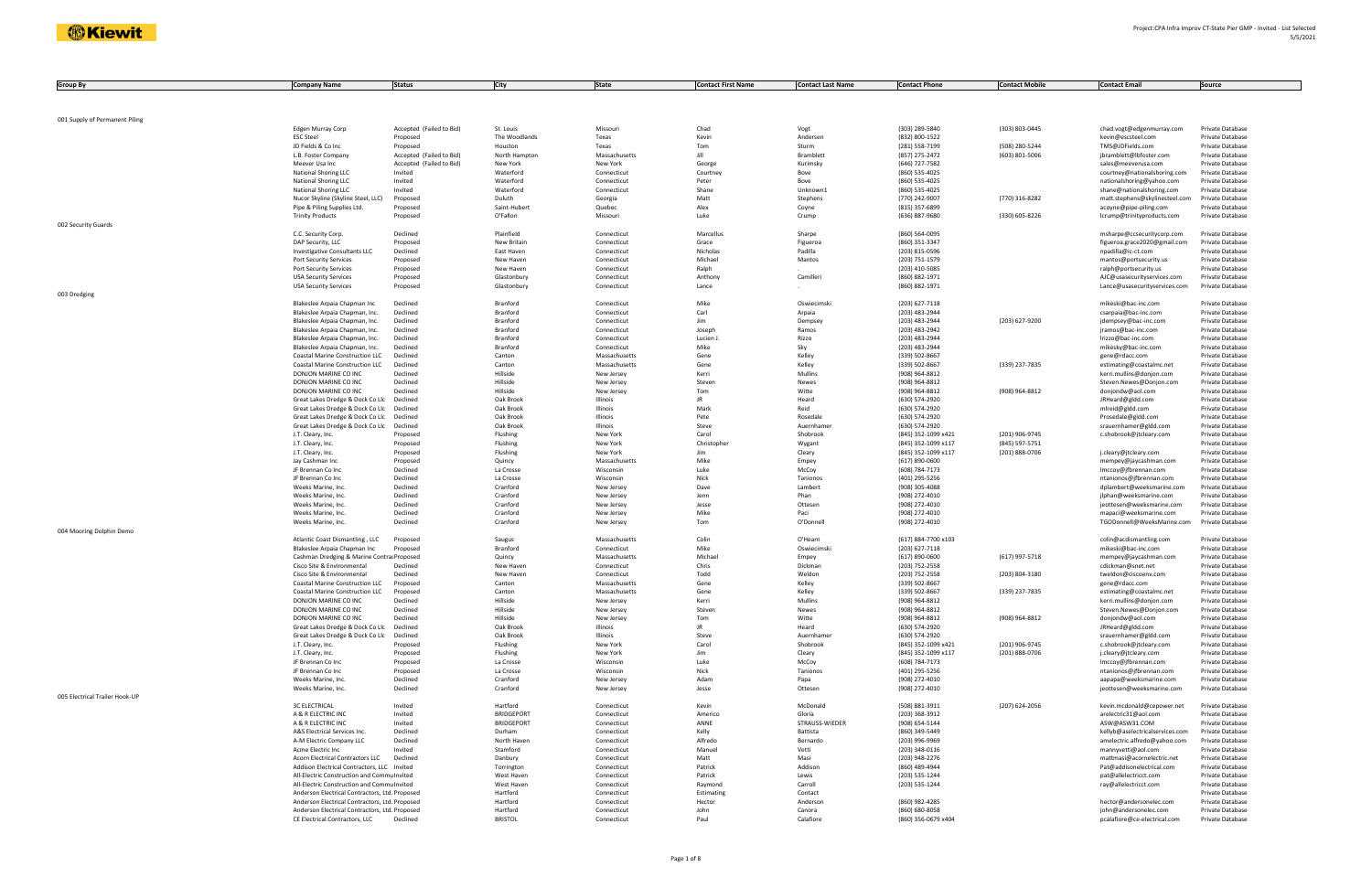Kiewit

Project:CPA Infra Improv CT-State Pier GMP - Invited - List Selected
5/5/2021

| Group By | Company Name | Status | City | State | Contact First Name | Contact Last Name | Contact Phone | Contact Mobile | Contact Email | Source |
|---|---|---|---|---|---|---|---|---|---|---|
| 001 Supply of Permanent Piling | | | | | | | | | | |
| | Edgen Murray Corp | Accepted (Failed to Bid) | St. Louis | Missouri | Chad | Vogt | (303) 289-5840 | (303) 803-0445 | chad.vogt@edgenmurray.com | Private Database |
| | ESC Steel | Proposed | The Woodlands | Texas | Kevin | Andersen | (832) 800-1522 | | kevin@escsteel.com | Private Database |
| | JD Fields & Co Inc | Proposed | Houston | Texas | Tom | Sturm | (281) 558-7199 | (508) 280-5244 | TMS@JDFields.com | Private Database |
| | L.B. Foster Company | Accepted (Failed to Bid) | North Hampton | Massachusetts | Jill | Bramblett | (857) 275-2472 | (603) 801-5006 | jbramblett@lbfoster.com | Private Database |
| | Meever Usa Inc | Accepted (Failed to Bid) | New York | New York | George | Kurimsky | (646) 727-7582 | | sales@meeverusa.com | Private Database |
| | National Shoring LLC | Invited | Waterford | Connecticut | Courtney | Bove | (860) 535-4025 | | courtney@nationalshoring.com | Private Database |
| | National Shoring LLC | Invited | Waterford | Connecticut | Peter | Bove | (860) 535-4025 | | nationalshoring@yahoo.com | Private Database |
| | National Shoring LLC | Invited | Waterford | Connecticut | Shane | Unknown1 | (860) 535-4025 | | shane@nationalshoring.com | Private Database |
| | Nucor Skyline (Skyline Steel, LLC) | Proposed | Duluth | Georgia | Matt | Stephens | (770) 242-9007 | (770) 316-8282 | matt.stephens@skylinesteel.com | Private Database |
| | Pipe & Piling Supplies Ltd. | Proposed | Saint-Hubert | Quebec | Alex | Coyne | (815) 357-6899 | | acoyne@pipe-piling.com | Private Database |
| | Trinity Products | Proposed | O'Fallon | Missouri | Luke | Crump | (636) 887-9680 | (330) 605-8226 | lcrump@trinityproducts.com | Private Database |
| 002 Security Guards | | | | | | | | | | |
| | C.C. Security Corp. | Declined | Plainfield | Connecticut | Marcellus | Sharpe | (860) 564-0095 | | msharpe@ccsecuritycorp.com | Private Database |
| | DAP Security, LLC | Proposed | New Britain | Connecticut | Grace | Figueroa | (860) 351-3347 | | figueroa.grace2020@gmail.com | Private Database |
| | Investigative Consultants LLC | Declined | East Haven | Connecticut | Nicholas | Padilla | (203) 815-0596 | | npadilla@ic-ct.com | Private Database |
| | Port Security Services | Proposed | New Haven | Connecticut | Michael | Mantos | (203) 751-1579 | | mantos@portsecurity.us | Private Database |
| | Port Security Services | Proposed | New Haven | Connecticut | Ralph | . | (203) 410-5085 | | ralph@portsecurity.us | Private Database |
| | USA Security Services | Proposed | Glastonbury | Connecticut | Anthony | Camilleri | (860) 882-1971 | | AJC@usasecurityservices.com | Private Database |
| | USA Security Services | Proposed | Glastonbury | Connecticut | Lance | . | (860) 882-1971 | | Lance@usasecurityservices.com | Private Database |
| 003 Dredging | | | | | | | | | | |
| | Blakeslee Arpaia Chapman Inc | Declined | Branford | Connecticut | Mike | Oswiecimski | (203) 627-7118 | | mikeski@bac-inc.com | Private Database |
| | Blakeslee Arpaia Chapman, Inc. | Declined | Branford | Connecticut | Carl | Arpaia | (203) 483-2944 | | csarpaia@bac-inc.com | Private Database |
| | Blakeslee Arpaia Chapman, Inc. | Declined | Branford | Connecticut | Jim | Dempsey | (203) 483-2944 | (203) 627-9200 | jdempsey@bac-inc.com | Private Database |
| | Blakeslee Arpaia Chapman, Inc. | Declined | Branford | Connecticut | Joseph | Ramos | (203) 483-2942 | | jramos@bac-inc.com | Private Database |
| | Blakeslee Arpaia Chapman, Inc. | Declined | Branford | Connecticut | Lucien J. | Rizzo | (203) 483-2944 | | lrizzo@bac-inc.com | Private Database |
| | Blakeslee Arpaia Chapman, Inc. | Declined | Branford | Connecticut | Mike | Sky | (203) 483-2944 | | mikesky@bac-inc.com | Private Database |
| | Coastal Marine Construction LLC | Declined | Canton | Massachusetts | Gene | Kelley | (339) 502-8667 | | gene@rdacc.com | Private Database |
| | Coastal Marine Construction LLC | Declined | Canton | Massachusetts | Gene | Kelley | (339) 502-8667 | (339) 237-7835 | estimating@coastalmc.net | Private Database |
| | DONJON MARINE CO INC | Declined | Hillside | New Jersey | Kerri | Mullins | (908) 964-8812 | | kerri.mullins@donjon.com | Private Database |
| | DONJON MARINE CO INC | Declined | Hillside | New Jersey | Steven | Newes | (908) 964-8812 | | Steven.Newes@Donjon.com | Private Database |
| | DONJON MARINE CO INC | Declined | Hillside | New Jersey | Tom | Witte | (908) 964-8812 | (908) 964-8812 | donjondw@aol.com | Private Database |
| | Great Lakes Dredge & Dock Co Llc | Declined | Oak Brook | Illinois | JR | Heard | (630) 574-2920 | | JRHeard@gldd.com | Private Database |
| | Great Lakes Dredge & Dock Co Llc | Declined | Oak Brook | Illinois | Mark | Reid | (630) 574-2920 | | mlreid@gldd.com | Private Database |
| | Great Lakes Dredge & Dock Co Llc | Declined | Oak Brook | Illinois | Pete | Rosedale | (630) 574-2920 | | Prosedale@gldd.com | Private Database |
| | Great Lakes Dredge & Dock Co Llc | Declined | Oak Brook | Illinois | Steve | Auernhamer | (630) 574-2920 | | srauernhamer@gldd.com | Private Database |
| | J.T. Cleary, Inc. | Proposed | Flushing | New York | Carol | Shobrook | (845) 352-1099 x421 | (201) 906-9745 | c.shobrook@jtcleary.com | Private Database |
| | J.T. Cleary, Inc. | Proposed | Flushing | New York | Christopher | Wygant | (845) 352-1099 x117 | (845) 597-5751 | | Private Database |
| | J.T. Cleary, Inc. | Proposed | Flushing | New York | Jim | Cleary | (845) 352-1099 x117 | (201) 888-0706 | j.cleary@jtcleary.com | Private Database |
| | Jay Cashman Inc | Proposed | Quincy | Massachusetts | Mike | Empey | (617) 890-0600 | | mempey@jaycashman.com | Private Database |
| | JF Brennan Co Inc | Declined | La Crosse | Wisconsin | Luke | McCoy | (608) 784-7173 | | lmccoy@jfbrennan.com | Private Database |
| | JF Brennan Co Inc | Declined | La Crosse | Wisconsin | Nick | Tanionos | (401) 295-5256 | | ntanionos@jfbrennan.com | Private Database |
| | Weeks Marine, Inc. | Declined | Cranford | New Jersey | Dave | Lambert | (908) 305-4088 | | dplambert@weeksmarine.com | Private Database |
| | Weeks Marine, Inc. | Declined | Cranford | New Jersey | Jenn | Phan | (908) 272-4010 | | jlphan@weeksmarine.com | Private Database |
| | Weeks Marine, Inc. | Declined | Cranford | New Jersey | Jesse | Ottesen | (908) 272-4010 | | jeottesen@weeksmarine.com | Private Database |
| | Weeks Marine, Inc. | Declined | Cranford | New Jersey | Mike | Paci | (908) 272-4010 | | mapaci@weeksmarine.com | Private Database |
| | Weeks Marine, Inc. | Declined | Cranford | New Jersey | Tom | O'Donnell | (908) 272-4010 | | TGODonnell@WeeksMarine.com | Private Database |
| 004 Mooring Dolphin Demo | | | | | | | | | | |
| | Atlantic Coast Dismantling , LLC | Proposed | Saugus | Massachusetts | Colin | O'Hearn | (617) 884-7700 x103 | | colin@acdismantling.com | Private Database |
| | Blakeslee Arpaia Chapman Inc | Proposed | Branford | Connecticut | Mike | Oswiecimski | (203) 627-7118 | | mikeski@bac-inc.com | Private Database |
| | Cashman Dredging & Marine Contrac | Proposed | Quincy | Massachusetts | Michael | Empey | (617) 890-0600 | (617) 997-5718 | mempey@jaycashman.com | Private Database |
| | Cisco Site & Environmental | Declined | New Haven | Connecticut | Chris | Dickman | (203) 752-2558 | | cdickman@snet.net | Private Database |
| | Cisco Site & Environmental | Declined | New Haven | Connecticut | Todd | Weldon | (203) 752-2558 | (203) 804-3180 | tweldon@ciscoenv.com | Private Database |
| | Coastal Marine Construction LLC | Proposed | Canton | Massachusetts | Gene | Kelley | (339) 502-8667 | | gene@rdacc.com | Private Database |
| | Coastal Marine Construction LLC | Proposed | Canton | Massachusetts | Gene | Kelley | (339) 502-8667 | (339) 237-7835 | estimating@coastalmc.net | Private Database |
| | DONJON MARINE CO INC | Declined | Hillside | New Jersey | Kerri | Mullins | (908) 964-8812 | | kerri.mullins@donjon.com | Private Database |
| | DONJON MARINE CO INC | Declined | Hillside | New Jersey | Steven | Newes | (908) 964-8812 | | Steven.Newes@Donjon.com | Private Database |
| | DONJON MARINE CO INC | Declined | Hillside | New Jersey | Tom | Witte | (908) 964-8812 | (908) 964-8812 | donjondw@aol.com | Private Database |
| | Great Lakes Dredge & Dock Co Llc | Declined | Oak Brook | Illinois | JR | Heard | (630) 574-2920 | | JRHeard@gldd.com | Private Database |
| | Great Lakes Dredge & Dock Co Llc | Declined | Oak Brook | Illinois | Steve | Auernhamer | (630) 574-2920 | | srauernhamer@gldd.com | Private Database |
| | J.T. Cleary, Inc. | Proposed | Flushing | New York | Carol | Shobrook | (845) 352-1099 x421 | (201) 906-9745 | c.shobrook@jtcleary.com | Private Database |
| | J.T. Cleary, Inc. | Proposed | Flushing | New York | Jim | Cleary | (845) 352-1099 x117 | (201) 888-0706 | j.cleary@jtcleary.com | Private Database |
| | JF Brennan Co Inc | Proposed | La Crosse | Wisconsin | Luke | McCoy | (608) 784-7173 | | lmccoy@jfbrennan.com | Private Database |
| | JF Brennan Co Inc | Proposed | La Crosse | Wisconsin | Nick | Tanionos | (401) 295-5256 | | ntanionos@jfbrennan.com | Private Database |
| | Weeks Marine, Inc. | Declined | Cranford | New Jersey | Adam | Papa | (908) 272-4010 | | aapapa@weeksmarine.com | Private Database |
| | Weeks Marine, Inc. | Declined | Cranford | New Jersey | Jesse | Ottesen | (908) 272-4010 | | jeottesen@weeksmarine.com | Private Database |
| 005 Electrical Trailer Hook-UP | | | | | | | | | | |
| | 3C ELECTRICAL | Invited | Hartford | Connecticut | Kevin | McDonald | (508) 881-3911 | (207) 624-2056 | kevin.mcdonald@cepower.net | Private Database |
| | A & R ELECTRIC INC | Invited | BRIDGEPORT | Connecticut | Americo | Gloria | (203) 368-3912 | | arelectric31@aol.com | Private Database |
| | A & R ELECTRIC INC | Invited | BRIDGEPORT | Connecticut | ANNE | STRAUSS-WIEDER | (908) 654-5144 | | ASW@ASW31.COM | Private Database |
| | A&S Electrical Services Inc. | Declined | Durham | Connecticut | Kelly | Battista | (860) 349-5449 | | kellyb@aselectricalservices.com | Private Database |
| | A-M Electric Company LLC | Declined | North Haven | Connecticut | Alfredo | Bernardo | (203) 996-9969 | | amelectric.alfredo@yahoo.com | Private Database |
| | Acme Electric Inc | Invited | Stamford | Connecticut | Manuel | Vetti | (203) 348-0116 | | mannyvetti@aol.com | Private Database |
| | Acorn Electrical Contractors LLC | Declined | Danbury | Connecticut | Matt | Masi | (203) 948-2276 | | mattmasi@acornelectric.net | Private Database |
| | Addison Electrical Contractors, LLC | Invited | Torrington | Connecticut | Patrick | Addison | (860) 489-4944 | | Pat@addisonelectrical.com | Private Database |
| | All-Electric Construction and Commu | Invited | West Haven | Connecticut | Patrick | Lewis | (203) 535-1244 | | pat@allelectricct.com | Private Database |
| | All-Electric Construction and Commu | Invited | West Haven | Connecticut | Raymond | Carroll | (203) 535-1244 | | ray@allelectricct.com | Private Database |
| | Anderson Electrical Contractors, Ltd. | Proposed | Hartford | Connecticut | Estimating | Contact | | | | Private Database |
| | Anderson Electrical Contractors, Ltd. | Proposed | Hartford | Connecticut | Hector | Anderson | (860) 982-4285 | | hector@andersonelec.com | Private Database |
| | Anderson Electrical Contractors, Ltd. | Proposed | Hartford | Connecticut | John | Canora | (860) 680-8058 | | john@andersonelec.com | Private Database |
| | CE Electrical Contractors, LLC | Declined | BRISTOL | Connecticut | Paul | Calafiore | (860) 356-0679 x404 | | pcalafiore@ce-electrical.com | Private Database |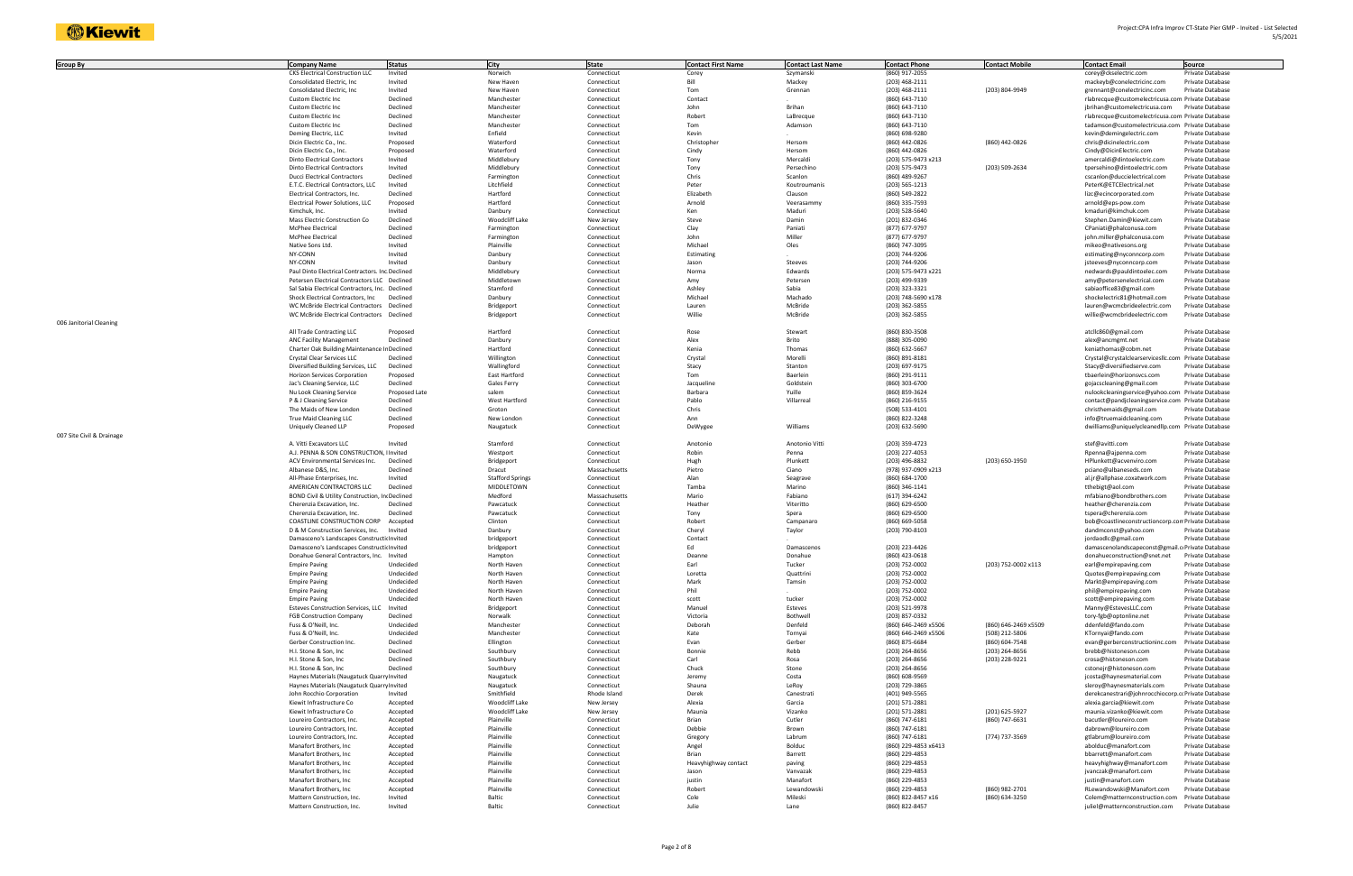| Group By | Company Name | Status | City | State | Contact First Name | Contact Last Name | Contact Phone | Contact Mobile | Contact Email | Source |
|---|---|---|---|---|---|---|---|---|---|---|
| | CKS Electrical Construction LLC | Invited | Norwich | Connecticut | Corey | Szymanski | (860) 917-2055 | | corey@ckselectric.com | Private Database |
| | Consolidated Electric, Inc | Invited | New Haven | Connecticut | Bill | Mackey | (203) 468-2111 | | mackeyb@conelectricinc.com | Private Database |
| | Consolidated Electric, Inc | Invited | New Haven | Connecticut | Tom | Grennan | (203) 468-2111 | (203) 804-9949 | grennant@conelectricinc.com | Private Database |
| | Custom Electric Inc | Declined | Manchester | Connecticut | Contact | . | (860) 643-7110 | | rlabrecque@customelectricusa.com | Private Database |
| | Custom Electric Inc | Declined | Manchester | Connecticut | John | Brihan | (860) 643-7110 | | jbrihan@customelectricusa.com | Private Database |
| | Custom Electric Inc | Declined | Manchester | Connecticut | Robert | LaBrecque | (860) 643-7110 | | rlabrecque@customelectricusa.com | Private Database |
| | Custom Electric Inc | Declined | Manchester | Connecticut | Tom | Adamson | (860) 643-7110 | | tadamson@customelectricusa.com | Private Database |
| | Deming Electric, LLC | Invited | Enfield | Connecticut | Kevin | . | (860) 698-9280 | | kevin@demingelectric.com | Private Database |
| | Dicin Electric Co., Inc. | Proposed | Waterford | Connecticut | Christopher | Hersom | (860) 442-0826 | (860) 442-0826 | chris@dicinelectric.com | Private Database |
| | Dicin Electric Co., Inc. | Proposed | Waterford | Connecticut | Cindy | Hersom | (860) 442-0826 | | Cindy@DicinElectric.com | Private Database |
| | Dinto Electrical Contractors | Invited | Middlebury | Connecticut | Tony | Mercaldi | (203) 575-9473 x213 | | amercaldi@dintoelectric.com | Private Database |
| | Dinto Electrical Contractors | Invited | Middlebury | Connecticut | Tony | Persechino | (203) 575-9473 | (203) 509-2634 | tpersehino@dintoelectric.com | Private Database |
| | Ducci Electrical Contractors | Declined | Farmington | Connecticut | Chris | Scanlon | (860) 489-9267 | | cscanlon@duccielectrical.com | Private Database |
| | E.T.C. Electrical Contractors, LLC | Invited | Litchfield | Connecticut | Peter | Koutroumanis | (203) 565-1213 | | PeterK@ETCElectrical.net | Private Database |
| | Electrical Contractors, Inc. | Declined | Hartford | Connecticut | Elizabeth | Clauson | (860) 549-2822 | | lizc@ecincorporated.com | Private Database |
| | Electrical Power Solutions, LLC | Proposed | Hartford | Connecticut | Arnold | Veerasammy | (860) 335-7593 | | arnold@eps-pow.com | Private Database |
| | Kimchuk, Inc. | Invited | Danbury | Connecticut | Ken | Maduri | (203) 528-5640 | | kmaduri@kimchuk.com | Private Database |
| | Mass Electric Construction Co | Declined | Woodcliff Lake | New Jersey | Steve | Damin | (201) 832-0346 | | Stephen.Damin@kiewit.com | Private Database |
| | McPhee Electrical | Declined | Farmington | Connecticut | Clay | Paniati | (877) 677-9797 | | CPaniati@phalconusa.com | Private Database |
| | McPhee Electrical | Declined | Farmington | Connecticut | John | Miller | (877) 677-9797 | | john.miller@phalconusa.com | Private Database |
| | Native Sons Ltd. | Invited | Plainville | Connecticut | Michael | Oles | (860) 747-3095 | | mikeo@nativesons.org | Private Database |
| | NY-CONN | Invited | Danbury | Connecticut | Estimating | . | (203) 744-9206 | | estimating@nyconncorp.com | Private Database |
| | NY-CONN | Invited | Danbury | Connecticut | Jason | Steeves | (203) 744-9206 | | jsteeves@nyconncorp.com | Private Database |
| | Paul Dinto Electrical Contractors. Inc. | Declined | Middlebury | Connecticut | Norma | Edwards | (203) 575-9473 x221 | | nedwards@pauldintoelec.com | Private Database |
| | Petersen Electrical Contractors LLC | Declined | Middletown | Connecticut | Amy | Petersen | (203) 499-9339 | | amy@petersenelectrical.com | Private Database |
| | Sal Sabia Electrical Contractors, Inc. | Declined | Stamford | Connecticut | Ashley | Sabia | (203) 323-3321 | | sabiaoffice83@gmail.com | Private Database |
| | Shock Electrical Contractors, Inc | Declined | Danbury | Connecticut | Michael | Machado | (203) 748-5690 x178 | | shockelectric81@hotmail.com | Private Database |
| | WC McBride Electrical Contractors | Declined | Bridgeport | Connecticut | Lauren | McBride | (203) 362-5855 | | lauren@wcmcbrideelectric.com | Private Database |
| | WC McBride Electrical Contractors | Declined | Bridgeport | Connecticut | Willie | McBride | (203) 362-5855 | | willie@wcmcbrideelectric.com | Private Database |
| 006 Janitorial Cleaning | | | | | | | | | | |
| | All Trade Contracting LLC | Proposed | Hartford | Connecticut | Rose | Stewart | (860) 830-3508 | | atcllc860@gmail.com | Private Database |
| | ANC Facility Management | Declined | Danbury | Connecticut | Alex | Brito | (888) 305-0090 | | alex@ancmgmt.net | Private Database |
| | Charter Oak Building Maintenance In | Declined | Hartford | Connecticut | Kenia | Thomas | (860) 632-5667 | | keniathomas@cobm.net | Private Database |
| | Crystal Clear Services LLC | Declined | Willington | Connecticut | Crystal | Morelli | (860) 891-8181 | | Crystal@crystalclearservicesllc.com | Private Database |
| | Diversified Building Services, LLC | Declined | Wallingford | Connecticut | Stacy | Stanton | (203) 697-9175 | | Stacy@diversifiedserve.com | Private Database |
| | Horizon Services Corporation | Proposed | East Hartford | Connecticut | Tom | Baerlein | (860) 291-9111 | | tbaerlein@horizonsvcs.com | Private Database |
| | Jac's Cleaning Service, LLC | Declined | Gales Ferry | Connecticut | Jacqueline | Goldstein | (860) 303-6700 | | gojacscleaning@gmail.com | Private Database |
| | Nu Look Cleaning Service | Proposed Late | salem | Connecticut | Barbara | Yuille | (860) 859-3624 | | nulookcleaningservice@yahoo.com | Private Database |
| | P & J Cleaning Service | Declined | West Hartford | Connecticut | Pablo | Villarreal | (860) 216-9155 | | contact@pandjcleaningservice.com | Private Database |
| | The Maids of New London | Declined | Groton | Connecticut | Chris | | (508) 533-4101 | | christhemaids@gmail.com | Private Database |
| | True Maid Cleaning LLC | Declined | New London | Connecticut | Ann | | (860) 822-3248 | | info@truemaidcleaning.com | Private Database |
| | Uniquely Cleaned LLP | Proposed | Naugatuck | Connecticut | DeWygee | Williams | (203) 632-5690 | | dwilliams@uniquelycleanedllp.com | Private Database |
| 007 Site Civil & Drainage | | | | | | | | | | |
| | A. Vitti Excavators LLC | Invited | Stamford | Connecticut | Anotonio | Anotonio Vitti | (203) 359-4723 | | stef@avitti.com | Private Database |
| | A.J. PENNA & SON CONSTRUCTION, I | Invited | Westport | Connecticut | Robin | Penna | (203) 227-4053 | | Rpenna@ajpenna.com | Private Database |
| | ACV Environmental Services Inc. | Declined | Bridgeport | Connecticut | Hugh | Plunkett | (203) 496-8832 | (203) 650-1950 | HPlunkett@acvenviro.com | Private Database |
| | Albanese D&S, Inc. | Declined | Dracut | Massachusetts | Pietro | Ciano | (978) 937-0909 x213 | | pciano@albaneseds.com | Private Database |
| | All-Phase Enterprises, Inc. | Invited | Stafford Springs | Connecticut | Alan | Seagrave | (860) 684-1700 | | al.jr@allphase.coxatwork.com | Private Database |
| | AMERICAN CONTRACTORS LLC | Declined | MIDDLETOWN | Connecticut | Tamba | Marino | (860) 346-1141 | | tthebigt@aol.com | Private Database |
| | BOND Civil & Utility Construction, Inc | Declined | Medford | Massachusetts | Mario | Fabiano | (617) 394-6242 | | mfabiano@bondbrothers.com | Private Database |
| | Cherenzia Excavation, Inc. | Declined | Pawcatuck | Connecticut | Heather | Viteritto | (860) 629-6500 | | heather@cherenzia.com | Private Database |
| | Cherenzia Excavation, Inc. | Declined | Pawcatuck | Connecticut | Tony | Spera | (860) 629-6500 | | tspera@cherenzia.com | Private Database |
| | COASTLINE CONSTRUCTION CORP | Accepted | Clinton | Connecticut | Robert | Campanaro | (860) 669-5058 | | bob@coastlineconstructioncorp.com | Private Database |
| | D & M Construction Services, Inc. | Invited | Danbury | Connecticut | Cheryl | Taylor | (203) 790-8103 | | dandmconst@yahoo.com | Private Database |
| | Damasceno's Landscapes Constructio | Invited | bridgeport | Connecticut | Contact | . | | | jordaodlc@gmail.com | Private Database |
| | Damasceno's Landscapes Constructio | Invited | bridgeport | Connecticut | Ed | Damascenos | (203) 223-4426 | | damascenolandscapeconst@gmail.com | Private Database |
| | Donahue General Contractors, Inc. | Invited | Hampton | Connecticut | Deanne | Donahue | (860) 423-0618 | | donahueconstruction@snet.net | Private Database |
| | Empire Paving | Undecided | North Haven | Connecticut | Earl | Tucker | (203) 752-0002 | (203) 752-0002 x113 | earl@empirepaving.com | Private Database |
| | Empire Paving | Undecided | North Haven | Connecticut | Loretta | Quattrini | (203) 752-0002 | | Quotes@empirepaving.com | Private Database |
| | Empire Paving | Undecided | North Haven | Connecticut | Mark | Tamsin | (203) 752-0002 | | Markt@empirepaving.com | Private Database |
| | Empire Paving | Undecided | North Haven | Connecticut | Phil | . | (203) 752-0002 | | phil@empirepaving.com | Private Database |
| | Empire Paving | Undecided | North Haven | Connecticut | scott | tucker | (203) 752-0002 | | scott@empirepaving.com | Private Database |
| | Esteves Construction Services, LLC | Invited | Bridgeport | Connecticut | Manuel | Esteves | (203) 521-9978 | | Manny@EstevesLLC.com | Private Database |
| | FGB Construction Company | Declined | Norwalk | Connecticut | Victoria | Bothwell | (203) 857-0332 | | tory-fgb@optonline.net | Private Database |
| | Fuss & O'Neill, Inc. | Undecided | Manchester | Connecticut | Deborah | Denfeld | (860) 646-2469 x5506 | (860) 646-2469 x5509 | ddenfeld@fando.com | Private Database |
| | Fuss & O'Neill, Inc. | Undecided | Manchester | Connecticut | Kate | Tornyai | (860) 646-2469 x5506 | (508) 212-5806 | KTornyai@fando.com | Private Database |
| | Gerber Construction Inc. | Declined | Ellington | Connecticut | Evan | Gerber | (860) 875-6684 | (860) 604-7548 | evan@gerberconstructioninc.com | Private Database |
| | H.I. Stone & Son, Inc | Declined | Southbury | Connecticut | Bonnie | Rebb | (203) 264-8656 | (203) 264-8656 | brebb@histoneson.com | Private Database |
| | H.I. Stone & Son, Inc | Declined | Southbury | Connecticut | Carl | Rosa | (203) 264-8656 | (203) 228-9221 | crosa@histoneson.com | Private Database |
| | H.I. Stone & Son, Inc | Declined | Southbury | Connecticut | Chuck | Stone | (203) 264-8656 | | cstonejr@histoneson.com | Private Database |
| | Haynes Materials (Naugatuck Quarry) | Invited | Naugatuck | Connecticut | Jeremy | Costa | (860) 608-9569 | | jcosta@haynesmaterial.com | Private Database |
| | Haynes Materials (Naugatuck Quarry) | Invited | Naugatuck | Connecticut | Shauna | LeRoy | (203) 729-3865 | | sleroy@haynesmaterials.com | Private Database |
| | John Rocchio Corporation | Invited | Smithfield | Rhode Island | Derek | Canestrati | (401) 949-5565 | | derekcanestrari@johnrocchiocorp.com | Private Database |
| | Kiewit Infrastructure Co | Accepted | Woodcliff Lake | New Jersey | Alexia | Garcia | (201) 571-2881 | | alexia.garcia@kiewit.com | Private Database |
| | Kiewit Infrastructure Co | Accepted | Woodcliff Lake | New Jersey | Maunia | Vizanko | (201) 571-2881 | (201) 625-5927 | maunia.vizanko@kiewit.com | Private Database |
| | Loureiro Contractors, Inc. | Accepted | Plainville | Connecticut | Brian | Cutler | (860) 747-6181 | (860) 747-6631 | bacutler@loureiro.com | Private Database |
| | Loureiro Contractors, Inc. | Accepted | Plainville | Connecticut | Debbie | Brown | (860) 747-6181 | | dabrown@loureiro.com | Private Database |
| | Loureiro Contractors, Inc. | Accepted | Plainville | Connecticut | Gregory | Labrum | (860) 747-6181 | (774) 737-3569 | gtlabrum@loureiro.com | Private Database |
| | Manafort Brothers, Inc | Accepted | Plainville | Connecticut | Angel | Bolduc | (860) 229-4853 x6413 | | abolduc@manafort.com | Private Database |
| | Manafort Brothers, Inc | Accepted | Plainville | Connecticut | Brian | Barrett | (860) 229-4853 | | bbarrett@manafort.com | Private Database |
| | Manafort Brothers, Inc | Accepted | Plainville | Connecticut | Heavyhighway contact | paving | (860) 229-4853 | | heavyhighway@manafort.com | Private Database |
| | Manafort Brothers, Inc | Accepted | Plainville | Connecticut | Jason | Vanvazak | (860) 229-4853 | | jvanczak@manafort.com | Private Database |
| | Manafort Brothers, Inc | Accepted | Plainville | Connecticut | justin | Manafort | (860) 229-4853 | | justin@manafort.com | Private Database |
| | Manafort Brothers, Inc | Accepted | Plainville | Connecticut | Robert | Lewandowski | (860) 229-4853 | (860) 982-2701 | RLewandowski@Manafort.com | Private Database |
| | Mattern Construction, Inc. | Invited | Baltic | Connecticut | Cole | Mileski | (860) 822-8457 x16 | (860) 634-3250 | Colem@matternconstruction.com | Private Database |
| | Mattern Construction, Inc. | Invited | Baltic | Connecticut | Julie | Lane | (860) 822-8457 | | juliel@matternconstruction.com | Private Database |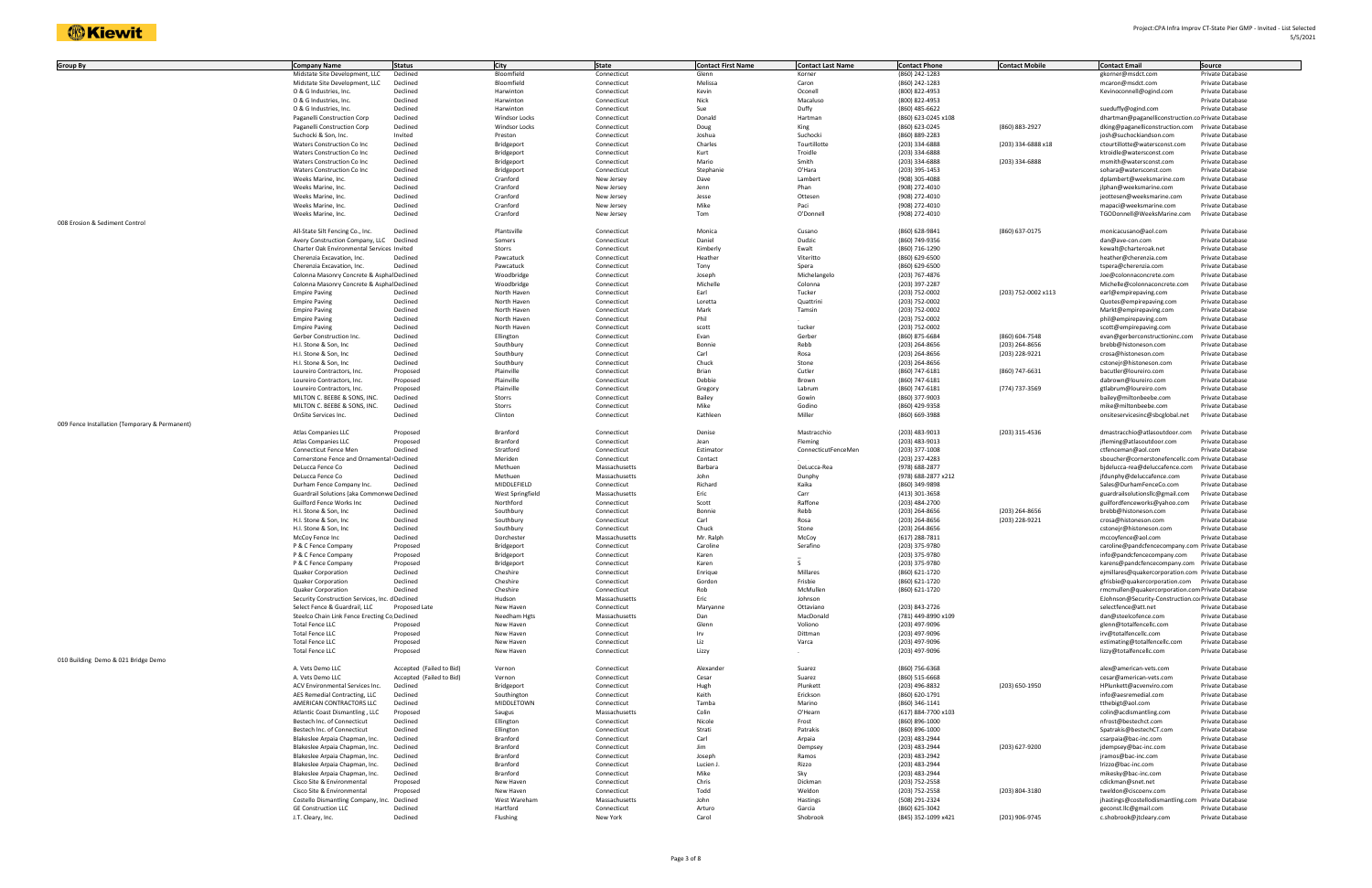| Group By | Company Name | Status | City | State | Contact First Name | Contact Last Name | Contact Phone | Contact Mobile | Contact Email | Source |
|---|---|---|---|---|---|---|---|---|---|---|
| | Midstate Site Development, LLC | Declined | Bloomfield | Connecticut | Glenn | Korner | (860) 242-1283 | | gkorner@msdct.com | Private Database |
| | Midstate Site Development, LLC | Declined | Bloomfield | Connecticut | Melissa | Caron | (860) 242-1283 | | mcaron@msdct.com | Private Database |
| | O & G Industries, Inc. | Declined | Harwinton | Connecticut | Kevin | Oconell | (800) 822-4953 | | Kevinoconnell@ogind.com | Private Database |
| | O & G Industries, Inc. | Declined | Harwinton | Connecticut | Nick | Macaluso | (800) 822-4953 | | | Private Database |
| | O & G Industries, Inc. | Declined | Harwinton | Connecticut | Sue | Duffy | (860) 485-6622 | | sueduffy@ogind.com | Private Database |
| | Paganelli Construction Corp | Declined | Windsor Locks | Connecticut | Donald | Hartman | (860) 623-0245 x108 | | dhartman@paganelliconstruction.co | Private Database |
| | Paganelli Construction Corp | Declined | Windsor Locks | Connecticut | Doug | King | (860) 623-0245 | (860) 883-2927 | dking@paganelliconstruction.com | Private Database |
| | Suchocki & Son, Inc. | Invited | Preston | Connecticut | Joshua | Suchocki | (860) 889-2283 | | josh@suchockiandson.com | Private Database |
| | Waters Construction Co Inc | Declined | Bridgeport | Connecticut | Charles | Tourtillotte | (203) 334-6888 | (203) 334-6888 x18 | ctourtillotte@watersconst.com | Private Database |
| | Waters Construction Co Inc | Declined | Bridgeport | Connecticut | Kurt | Troidle | (203) 334-6888 | | ktroidle@watersconst.com | Private Database |
| | Waters Construction Co Inc | Declined | Bridgeport | Connecticut | Mario | Smith | (203) 334-6888 | (203) 334-6888 | msmith@watersconst.com | Private Database |
| | Waters Construction Co Inc | Declined | Bridgeport | Connecticut | Stephanie | O'Hara | (203) 395-1453 | | sohara@watersconst.com | Private Database |
| | Weeks Marine, Inc. | Declined | Cranford | New Jersey | Dave | Lambert | (908) 305-4088 | | dplambert@weeksmarine.com | Private Database |
| | Weeks Marine, Inc. | Declined | Cranford | New Jersey | Jenn | Phan | (908) 272-4010 | | jlphan@weeksmarine.com | Private Database |
| | Weeks Marine, Inc. | Declined | Cranford | New Jersey | Jesse | Ottesen | (908) 272-4010 | | jeottesen@weeksmarine.com | Private Database |
| | Weeks Marine, Inc. | Declined | Cranford | New Jersey | Mike | Paci | (908) 272-4010 | | mapaci@weeksmarine.com | Private Database |
| | Weeks Marine, Inc. | Declined | Cranford | New Jersey | Tom | O'Donnell | (908) 272-4010 | | TGODonnell@WeeksMarine.com | Private Database |
| 008 Erosion & Sediment Control | | | | | | | | | | |
| | All-State Silt Fencing Co., Inc. | Declined | Plantsville | Connecticut | Monica | Cusano | (860) 628-9841 | (860) 637-0175 | monicacusano@aol.com | Private Database |
| | Avery Construction Company, LLC | Declined | Somers | Connecticut | Daniel | Dudzic | (860) 749-9356 | | dan@ave-con.com | Private Database |
| | Charter Oak Environmental Services | Invited | Storrs | Connecticut | Kimberly | Ewalt | (860) 716-1290 | | kewalt@charteroak.net | Private Database |
| | Cherenzia Excavation, Inc. | Declined | Pawcatuck | Connecticut | Heather | Viteritto | (860) 629-6500 | | heather@cherenzia.com | Private Database |
| | Cherenzia Excavation, Inc. | Declined | Pawcatuck | Connecticut | Tony | Spera | (860) 629-6500 | | tspera@cherenzia.com | Private Database |
| | Colonna Masonry Concrete & Asphal | Declined | Woodbridge | Connecticut | Joseph | Michelangelo | (203) 767-4876 | | Joe@colonnaconcrete.com | Private Database |
| | Colonna Masonry Concrete & Asphal | Declined | Woodbridge | Connecticut | Michelle | Colonna | (203) 397-2287 | | Michelle@colonnaconcrete.com | Private Database |
| | Empire Paving | Declined | North Haven | Connecticut | Earl | Tucker | (203) 752-0002 | (203) 752-0002 x113 | earl@empirepaving.com | Private Database |
| | Empire Paving | Declined | North Haven | Connecticut | Loretta | Quattrini | (203) 752-0002 | | Quotes@empirepaving.com | Private Database |
| | Empire Paving | Declined | North Haven | Connecticut | Mark | Tamsin | (203) 752-0002 | | Markt@empirepaving.com | Private Database |
| | Empire Paving | Declined | North Haven | Connecticut | Phil | . | (203) 752-0002 | | phil@empirepaving.com | Private Database |
| | Empire Paving | Declined | North Haven | Connecticut | scott | tucker | (203) 752-0002 | | scott@empirepaving.com | Private Database |
| | Gerber Construction Inc. | Declined | Ellington | Connecticut | Evan | Gerber | (860) 875-6684 | (860) 604-7548 | evan@gerberconstructioninc.com | Private Database |
| | H.I. Stone & Son, Inc | Declined | Southbury | Connecticut | Bonnie | Rebb | (203) 264-8656 | (203) 264-8656 | brebb@histoneson.com | Private Database |
| | H.I. Stone & Son, Inc | Declined | Southbury | Connecticut | Carl | Rosa | (203) 264-8656 | (203) 228-9221 | crosa@histoneson.com | Private Database |
| | H.I. Stone & Son, Inc | Declined | Southbury | Connecticut | Chuck | Stone | (203) 264-8656 | | cstonejr@histoneson.com | Private Database |
| | Loureiro Contractors, Inc. | Proposed | Plainville | Connecticut | Brian | Cutler | (860) 747-6181 | (860) 747-6631 | bacutler@loureiro.com | Private Database |
| | Loureiro Contractors, Inc. | Proposed | Plainville | Connecticut | Debbie | Brown | (860) 747-6181 | | dabrown@loureiro.com | Private Database |
| | Loureiro Contractors, Inc. | Proposed | Plainville | Connecticut | Gregory | Labrum | (860) 747-6181 | (774) 737-3569 | gtlabrum@loureiro.com | Private Database |
| | MILTON C. BEEBE & SONS, INC. | Declined | Storrs | Connecticut | Bailey | Gowin | (860) 377-9003 | | bailey@miltonbeebe.com | Private Database |
| | MILTON C. BEEBE & SONS, INC. | Declined | Storrs | Connecticut | Mike | Godino | (860) 429-9358 | | mike@miltonbeebe.com | Private Database |
| | OnSite Services Inc. | Declined | Clinton | Connecticut | Kathleen | Miller | (860) 669-3988 | | onsiteservicesinc@sbcglobal.net | Private Database |
| 009 Fence Installation (Temporary & Permanent) | | | | | | | | | | |
| | Atlas Companies LLC | Proposed | Branford | Connecticut | Denise | Mastracchio | (203) 483-9013 | (203) 315-4536 | dmastracchio@atlasoutdoor.com | Private Database |
| | Atlas Companies LLC | Proposed | Branford | Connecticut | Jean | Fleming | (203) 483-9013 | | jfleming@atlasoutdoor.com | Private Database |
| | Connecticut Fence Men | Declined | Stratford | Connecticut | Estimator | ConnecticutFenceMen | (203) 377-1008 | | ctfenceman@aol.com | Private Database |
| | Cornerstone Fence and Ornamental | Declined | Meriden | Connecticut | Contact | . | (203) 237-4283 | | sboucher@cornerstonefencellc.com | Private Database |
| | DeLucca Fence Co | Declined | Methuen | Massachusetts | Barbara | DeLucca-Rea | (978) 688-2877 | | bjdelucca-rea@deluccafence.com | Private Database |
| | DeLucca Fence Co | Declined | Methuen | Massachusetts | John | Dunphy | (978) 688-2877 x212 | | jfdunphy@deluccafence.com | Private Database |
| | Durham Fence Company Inc. | Declined | MIDDLEFIELD | Connecticut | Richard | Kaika | (860) 349-9898 | | Sales@DurhamFenceCo.com | Private Database |
| | Guardrail Solutions (aka Commonwe | Declined | West Springfield | Massachusetts | Eric | Carr | (413) 301-3658 | | guardrailsolutionsllc@gmail.com | Private Database |
| | Guilford Fence Works Inc | Declined | Northford | Connecticut | Scott | Raffone | (203) 484-2700 | | guilfordfenceworks@yahoo.com | Private Database |
| | H.I. Stone & Son, Inc | Declined | Southbury | Connecticut | Bonnie | Rebb | (203) 264-8656 | (203) 264-8656 | brebb@histoneson.com | Private Database |
| | H.I. Stone & Son, Inc | Declined | Southbury | Connecticut | Carl | Rosa | (203) 264-8656 | (203) 228-9221 | crosa@histoneson.com | Private Database |
| | H.I. Stone & Son, Inc | Declined | Southbury | Connecticut | Chuck | Stone | (203) 264-8656 | | cstonejr@histoneson.com | Private Database |
| | McCoy Fence Inc | Declined | Dorchester | Massachusetts | Mr. Ralph | McCoy | (617) 288-7811 | | mccoyfence@aol.com | Private Database |
| | P & C Fence Company | Proposed | Bridgeport | Connecticut | Caroline | Serafino | (203) 375-9780 | | caroline@pandcfencecompany.com | Private Database |
| | P & C Fence Company | Proposed | Bridgeport | Connecticut | Karen | _ | (203) 375-9780 | | info@pandcfencecompany.com | Private Database |
| | P & C Fence Company | Proposed | Bridgeport | Connecticut | Karen | S | (203) 375-9780 | | karens@pandcfencecompany.com | Private Database |
| | Quaker Corporation | Declined | Cheshire | Connecticut | Enrique | Millares | (860) 621-1720 | | ejmillares@quakercorporation.com | Private Database |
| | Quaker Corporation | Declined | Cheshire | Connecticut | Gordon | Frisbie | (860) 621-1720 | | gfrisbie@quakercorporation.com | Private Database |
| | Quaker Corporation | Declined | Cheshire | Connecticut | Rob | McMullen | (860) 621-1720 | | rmcmullen@quakercorporation.com | Private Database |
| | Security Construction Services, Inc. d | Declined | Hudson | Massachusetts | Eric | Johnson | | | EJohnson@Security-Construction.co | Private Database |
| | Select Fence & Guardrail, LLC | Proposed Late | New Haven | Connecticut | Maryanne | Ottaviano | (203) 843-2726 | | selectfence@att.net | Private Database |
| | Steelco Chain Link Fence Erecting Co | Declined | Needham Hgts | Massachusetts | Dan | MacDonald | (781) 449-8990 x109 | | dan@steelcofence.com | Private Database |
| | Total Fence LLC | Proposed | New Haven | Connecticut | Glenn | Voliono | (203) 497-9096 | | glenn@totalfencellc.com | Private Database |
| | Total Fence LLC | Proposed | New Haven | Connecticut | Irv | Dittman | (203) 497-9096 | | irv@totalfencellc.com | Private Database |
| | Total Fence LLC | Proposed | New Haven | Connecticut | Liz | Varca | (203) 497-9096 | | estimating@totalfencellc.com | Private Database |
| | Total Fence LLC | Proposed | New Haven | Connecticut | Lizzy | . | (203) 497-9096 | | lizzy@totalfencellc.com | Private Database |
| 010 Building Demo & 021 Bridge Demo | | | | | | | | | | |
| | A. Vets Demo LLC | Accepted (Failed to Bid) | Vernon | Connecticut | Alexander | Suarez | (860) 756-6368 | | alex@american-vets.com | Private Database |
| | A. Vets Demo LLC | Accepted (Failed to Bid) | Vernon | Connecticut | Cesar | Suarez | (860) 515-6668 | | cesar@american-vets.com | Private Database |
| | ACV Environmental Services Inc. | Declined | Bridgeport | Connecticut | Hugh | Plunkett | (203) 496-8832 | (203) 650-1950 | HPlunkett@acvenviro.com | Private Database |
| | AES Remedial Contracting, LLC | Declined | Southington | Connecticut | Keith | Erickson | (860) 620-1791 | | info@aesremedial.com | Private Database |
| | AMERICAN CONTRACTORS LLC | Declined | MIDDLETOWN | Connecticut | Tamba | Marino | (860) 346-1141 | | tthebigt@aol.com | Private Database |
| | Atlantic Coast Dismantling , LLC | Proposed | Saugus | Massachusetts | Colin | O'Hearn | (617) 884-7700 x103 | | colin@acdismantling.com | Private Database |
| | Bestech Inc. of Connecticut | Declined | Ellington | Connecticut | Nicole | Frost | (860) 896-1000 | | nfrost@bestechct.com | Private Database |
| | Bestech Inc. of Connecticut | Declined | Ellington | Connecticut | Strati | Patrakis | (860) 896-1000 | | Spatrakis@bestechCT.com | Private Database |
| | Blakeslee Arpaia Chapman, Inc. | Declined | Branford | Connecticut | Carl | Arpaia | (203) 483-2944 | | csarpaia@bac-inc.com | Private Database |
| | Blakeslee Arpaia Chapman, Inc. | Declined | Branford | Connecticut | Jim | Dempsey | (203) 483-2944 | (203) 627-9200 | jdempsey@bac-inc.com | Private Database |
| | Blakeslee Arpaia Chapman, Inc. | Declined | Branford | Connecticut | Joseph | Ramos | (203) 483-2942 | | jramos@bac-inc.com | Private Database |
| | Blakeslee Arpaia Chapman, Inc. | Declined | Branford | Connecticut | Lucien J. | Rizzo | (203) 483-2944 | | lrizzo@bac-inc.com | Private Database |
| | Blakeslee Arpaia Chapman, Inc. | Declined | Branford | Connecticut | Mike | Sky | (203) 483-2944 | | mikesky@bac-inc.com | Private Database |
| | Cisco Site & Environmental | Proposed | New Haven | Connecticut | Chris | Dickman | (203) 752-2558 | | cdickman@snet.net | Private Database |
| | Cisco Site & Environmental | Proposed | New Haven | Connecticut | Todd | Weldon | (203) 752-2558 | (203) 804-3180 | tweldon@ciscoenv.com | Private Database |
| | Costello Dismantling Company, Inc. | Declined | West Wareham | Massachusetts | John | Hastings | (508) 291-2324 | | jhastings@costellodismantling.com | Private Database |
| | GE Construction LLC | Declined | Hartford | Connecticut | Arturo | Garcia | (860) 625-3042 | | geconst.llc@gmail.com | Private Database |
| | J.T. Cleary, Inc. | Declined | Flushing | New York | Carol | Shobrook | (845) 352-1099 x421 | (201) 906-9745 | c.shobrook@jtcleary.com | Private Database |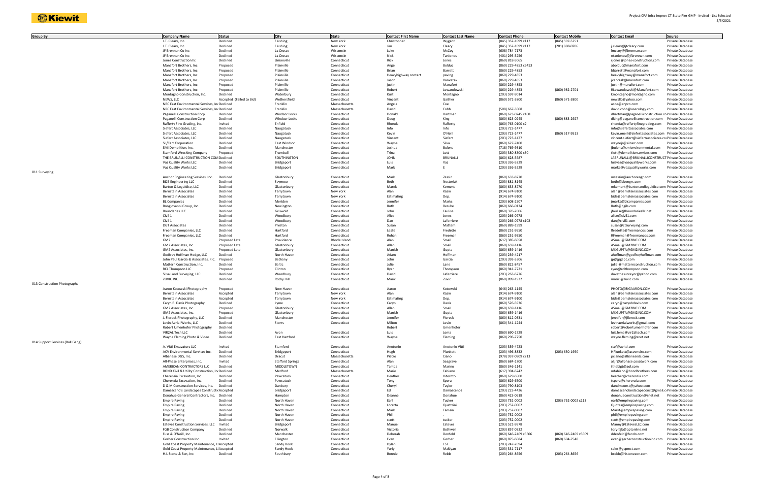| Group By | Company Name | Status | City | State | Contact First Name | Contact Last Name | Contact Phone | Contact Mobile | Contact Email | Source |
|---|---|---|---|---|---|---|---|---|---|---|
| | J.T. Cleary, Inc. | Declined | Flushing | New York | Christopher | Wygant | (845) 352-1099 x117 | (845) 597-5751 | | Private Database |
| | J.T. Cleary, Inc. | Declined | Flushing | New York | Jim | Cleary | (845) 352-1099 x117 | (201) 888-0706 | j.cleary@jtcleary.com | Private Database |
| | JF Brennan Co Inc | Declined | La Crosse | Wisconsin | Luke | McCoy | (608) 784-7173 | | lmccoy@jfbrennan.com | Private Database |
| | JF Brennan Co Inc | Declined | La Crosse | Wisconsin | Nick | Tanionos | (401) 295-5256 | | ntanionos@jfbrennan.com | Private Database |
| | Jones Construction llc | Declined | Unionville | Connecticut | Rick | Jones | (860) 818-5065 | | rjones@jones-construction.com | Private Database |
| | Manafort Brothers, Inc | Proposed | Plainville | Connecticut | Angel | Bolduc | (860) 229-4853 x6413 | | abolduc@manafort.com | Private Database |
| | Manafort Brothers, Inc | Proposed | Plainville | Connecticut | Brian | Barrett | (860) 229-4853 | | bbarrett@manafort.com | Private Database |
| | Manafort Brothers, Inc | Proposed | Plainville | Connecticut | Heavyhighway contact | paving | (860) 229-4853 | | heavyhighway@manafort.com | Private Database |
| | Manafort Brothers, Inc | Proposed | Plainville | Connecticut | Jason | Vanvazak | (860) 229-4853 | | jvanczak@manafort.com | Private Database |
| | Manafort Brothers, Inc | Proposed | Plainville | Connecticut | justin | Manafort | (860) 229-4853 | | justin@manafort.com | Private Database |
| | Manafort Brothers, Inc | Proposed | Plainville | Connecticut | Robert | Lewandowski | (860) 229-4853 | (860) 982-2701 | RLewandowski@Manafort.com | Private Database |
| | Montagno Construction, Inc. | Declined | Waterbury | Connecticut | Kurt | Montagno | (203) 597-9014 | | kmontagno@montagno.com | Private Database |
| | NEWS, LLC | Accepted (Failed to Bid) | Wethersfield | Connecticut | Vincent | Gaither | (860) 571-3800 | (860) 571-3800 | newsllc@yahoo.com | Private Database |
| | NRC East Environmental Services, IncDeclined | | Franklin | Massachusetts | Angela | Coe | | | acoe@enpro.com | Private Database |
| | NRC East Environmental Services, IncDeclined | | Franklin | Massachusetts | David | Cobb | (508) 667-3608 | | david.cobb@usecology.com | Private Database |
| | Paganelli Construction Corp | Declined | Windsor Locks | Connecticut | Donald | Hartman | (860) 623-0245 x108 | | dhartman@paganelliconstruction.coPrivate Database | |
| | Paganelli Construction Corp | Declined | Windsor Locks | Connecticut | Doug | King | (860) 623-0245 | (860) 883-2927 | dking@paganelliconstruction.com | Private Database |
| | Rafferty Fine Grading, inc. | Invited | Enfield | Connecticut | Rhonda | Rafferty | (860) 763-0100 x2 | | rhonda@raffertyfinegrading.com | Private Database |
| | Siefert Associates, LLC | Declined | Naugatuck | Connecticut | Info | Info | (203) 723-1477 | | info@siefertassociates.com | Private Database |
| | Siefert Associates, LLC | Declined | Naugatuck | Connecticut | Kevin | O'Neill | (203) 723-1477 | (860) 517-9513 | kevin.oneill@siefertassociates.com | Private Database |
| | Siefert Associates, LLC | Declined | Naugatuck | Connecticut | Vincent | Siefert | (203) 723-1477 | | vincent.siefert@siefertassociates.coPrivate Database | |
| | Sil/Carr Corporation | Declined | East Windsor | Connecticut | Wayne | Silva | (860) 627-7400 | | waynejr@silcarr.com | Private Database |
| | SMI Demolition, Inc. | Declined | Manchester | Connecticut | Joshua | Bulens | (718) 769-9310 | | jbulens@smienvironmental.com | Private Database |
| | Stamford Wrecking Company | Proposed | Trumbull | Connecticut | Trina | Lott | (203) 380-8300 x30 | | tlott@demolitionservices.com | Private Database |
| | THE BRUNALLI CONSTRUCTION COMDeclined | | SOUTHINGTON | Connecticut | JOHN | BRUNALLI | (860) 628-5587 | | JABRUNALLI@BRUNALLICONSTRUCTPrivate Database | |
| | Vaz Quality Works LLC | Declined | Bridgeport | Connecticut | Luis | Vaz | (203) 336-5229 | | luisvaz@vazqualityworks.com | Private Database |
| | Vaz Quality Works LLC | Declined | Bridgeport | Connecticut | Mark | E | (203) 336-5229 | | marke@vazqualityworks.com | Private Database |
| 011 Surveying | | | | | | | | | | |
| | Anchor Engineering Services, Inc. | Declined | Glastonbury | Connecticut | Mark | Zessin | (860) 633-8770 | | mzessin@anchorengr.com | Private Database |
| | B&B Engineering LLC | Declined | Seymour | Connecticut | Beth | Nesteriak | (203) 881-8145 | | beth@bbengrs.com | Private Database |
| | Barton & Loguidice, LLC | Declined | Glastonbury | Connecticut | Marek | Kement | (860) 633-8770 | | mkement@bartonandloguidice.com | Private Database |
| | Bernstein Associates | Declined | Tarrytown | New York | Alan | Kazin | (914) 674-9100 | | alan@bernsteinassociates.com | Private Database |
| | Bernstein Associates | Declined | Tarrytown | New York | Estimating | Dep. | (914) 674-9100 | | bids@bernsteinassociates.com | Private Database |
| | BL Companies | Declined | Meriden | Connecticut | Jennifer | Marks | (203) 608-2507 | | jmarks@blcompanies.com | Private Database |
| | Bongiovanni Group, Inc. | Declined | Newington | Connecticut | Ruth | Berube | (860) 666-0134 | | Ruth@bgills.com | Private Database |
| | Boundaries LLC | Declined | Griswold | Connecticut | John | Faulise | (860) 376-2006 | | jfaulise@boundariesllc.net | Private Database |
| | Civil 1 | Declined | Woodbury | Connecticut | Alice | Jones | (203) 266-0778 | | alice@civil1.com | Private Database |
| | Civil 1 | Declined | Woodbury | Connecticut | Dan | Laferriere | (203) 266-0778 x102 | | dan@civil1.com | Private Database |
| | DGT Associates | Declined | Preston | Connecticut | Susan | Mattern | (860) 889-1999 | | susan@ctsurveying.com | Private Database |
| | Freeman Companies, LLC | Declined | Hartford | Connecticut | Leslie | Fredette | (860) 251-9550 | | lfredette@freemancos.com | Private Database |
| | Freeman Companies, LLC | Declined | Hartford | Connecticut | Rohan | Freeman | (860) 251-9550 | | RFreeman@freemancos.com | Private Database |
| | GM2 | Proposed Late | Providence | Rhode Island | Alan | Small | (617) 385-6058 | | ASmall@GM2INC.COM | Private Database |
| | GM2 Associates, Inc. | Proposed Late | Glastonbury | Connecticut | Allan | Small | (860) 659-1416 | | ASmall@GM2INC.COM | Private Database |
| | GM2 Associates, Inc. | Proposed Late | Glastonbury | Connecticut | Manish | Gupta | (860) 659-1416 | | MKGUPTA@GM2INC.COM | Private Database |
| | Godfrey Hoffman Hodge, LLC | Declined | North Haven | Connecticut | Adam | Hoffman | (203) 239-4217 | | ahoffman@godfreyhoffman.com | Private Database |
| | John Paul Garcia & Associates, P.C. | Proposed | Bethany | Connecticut | John | Garcia | (203) 393-3306 | | jp@jpgapc.com | Private Database |
| | Mattern Construction, Inc. | Declined | Baltic | Connecticut | Julie | Lane | (860) 822-8457 | | juliel@matternconstruction.com | Private Database |
| | RCL Thompson LLC | Proposed | Clinton | Connecticut | Ryan | Thompson | (860) 941-7721 | | ryan@rclthompson.com | Private Database |
| | Silva Land Surveying, LLC | Declined | Woodbury | Connecticut | David | Laferriere | (203) 263-6776 | | davethesurveyor@yahoo.com | Private Database |
| | ZUVIC INC. | Declined | Rocky Hill | Connecticut | Marici | Zuvic | (860) 899-1922 | | marici@zuvic.com | Private Database |
| 013 Construction Photographs | | | | | | | | | | |
| | Aaron Kotowski Photography | Proposed | New Haven | Connecticut | Aaron | Kotowski | (646) 263-1145 | | PHOTO@BIGAARON.COM | Private Database |
| | Bernstein Associates | Accepted | Tarrytown | New York | Alan | Kazin | (914) 674-9100 | | alan@bernsteinassociates.com | Private Database |
| | Bernstein Associates | Accepted | Tarrytown | New York | Estimating | Dep. | (914) 674-9100 | | bids@bernsteinassociates.com | Private Database |
| | Caryn B. Davis Photography | Declined | Lyme | Connecticut | Caryn | Davis | (860) 526-5936 | | caryn@carynbdavis.com | Private Database |
| | GM2 Associates, Inc. | Proposed | Glastonbury | Connecticut | Allan | Small | (860) 659-1416 | | ASmall@GM2INC.COM | Private Database |
| | GM2 Associates, Inc. | Proposed | Glastonbury | Connecticut | Manish | Gupta | (860) 659-1416 | | MKGUPTA@GM2INC.COM | Private Database |
| | J. Fiereck Photography, LLC | Declined | Manchester | Connecticut | Jennifer | Fiereck | (860) 812-0331 | | jennifer@jfiereck.com | Private Database |
| | Levin Aerial Works, LLC | Declined | Storrs | Connecticut | Milton | Levin | (860) 341-1244 | | levinaerialworks@gmail.com | Private Database |
| | Robert Umenhofer Photography | Declined | | | Robert | Umenhofer | | | robert@robertumenhofer.com | Private Database |
| | VIR2AL Tech LLC | Declined | Avon | Connecticut | Luis | Lema | (860) 690-1729 | | luis.lema@vir2altech.com | Private Database |
| | Wayne Fleming Photo & Video | Declined | East Hartford | Connecticut | Wayne | Fleming | (860) 296-7750 | | wayne.fleming@snet.net | Private Database |
| 014 Support Services (Bull Gang) | | | | | | | | | | |
| | A. Vitti Excavators LLC | Invited | Stamford | Connecticut | Anotonio | Anotonio Vitti | (203) 359-4723 | | stef@avitti.com | Private Database |
| | ACV Environmental Services Inc. | Declined | Bridgeport | Connecticut | Hugh | Plunkett | (203) 496-8832 | (203) 650-1950 | HPlunkett@acvenviro.com | Private Database |
| | Albanese D&S, Inc. | Declined | Dracut | Massachusetts | Pietro | Ciano | (978) 937-0909 x213 | | pciano@albaneseds.com | Private Database |
| | All-Phase Enterprises, Inc. | Invited | Stafford Springs | Connecticut | Alan | Seagrave | (860) 684-1700 | | al.jr@allphase.coxatwork.com | Private Database |
| | AMERICAN CONTRACTORS LLC | Declined | MIDDLETOWN | Connecticut | Tamba | Marino | (860) 346-1141 | | tthebigt@aol.com | Private Database |
| | BOND Civil & Utility Construction, IncDeclined | | Medford | Massachusetts | Mario | Fabiano | (617) 394-6242 | | mfabiano@bondbrothers.com | Private Database |
| | Cherenzia Excavation, Inc. | Declined | Pawcatuck | Connecticut | Heather | Viteritto | (860) 629-6500 | | heather@cherenzia.com | Private Database |
| | Cherenzia Excavation, Inc. | Declined | Pawcatuck | Connecticut | Tony | Spera | (860) 629-6500 | | tspera@cherenzia.com | Private Database |
| | D & M Construction Services, Inc. | Declined | Danbury | Connecticut | Cheryl | Taylor | (203) 790-8103 | | dandmconst@yahoo.com | Private Database |
| | Damasceno's Landscapes ConstructiAccepted | | bridgeport | Connecticut | Ed | Damascenos | (203) 223-4426 | | damascenolandscapeconst@gmail.cPrivate Database | |
| | Donahue General Contractors, Inc. | Declined | Hampton | Connecticut | Deanne | Donahue | (860) 423-0618 | | donahueconstruction@snet.net | Private Database |
| | Empire Paving | Declined | North Haven | Connecticut | Earl | Tucker | (203) 752-0002 | (203) 752-0002 x113 | earl@empirepaving.com | Private Database |
| | Empire Paving | Declined | North Haven | Connecticut | Loretta | Quattrini | (203) 752-0002 | | Quotes@empirepaving.com | Private Database |
| | Empire Paving | Declined | North Haven | Connecticut | Mark | Tamsin | (203) 752-0002 | | MarkI@empirepaving.com | Private Database |
| | Empire Paving | Declined | North Haven | Connecticut | Phil | . | (203) 752-0002 | | phil@empirepaving.com | Private Database |
| | Empire Paving | Declined | North Haven | Connecticut | scott | tucker | (203) 752-0002 | | scott@empirepaving.com | Private Database |
| | Esteves Construction Services, LLC | Invited | Bridgeport | Connecticut | Manuel | Esteves | (203) 521-9978 | | Manny@EstevesLLC.com | Private Database |
| | FGB Construction Company | Declined | Norwalk | Connecticut | Victoria | Bothwell | (203) 857-0332 | | tory-fgb@optonline.net | Private Database |
| | Fuss & O'Neill, Inc. | Declined | Manchester | Connecticut | Deborah | Denfeld | (860) 646-2469 x5506 | (860) 646-2469 x5509 | ddenfeld@fando.com | Private Database |
| | Gerber Construction Inc. | Invited | Ellington | Connecticut | Evan | Gerber | (860) 875-6684 | (860) 604-7548 | evan@gerberconstructioninc.com | Private Database |
| | Gold Coast Property Maintenance, LLAccepted | | Sandy Hook | Connecticut | Dylan | EST. | (203) 247-2094 | | | Private Database |
| | Gold Coast Property Maintenance, LLAccepted | | Sandy Hook | Connecticut | Yuriy | Maklyan | (203) 331-7117 | | sales@gcpmct.com | Private Database |
| | H.I. Stone & Son, Inc | Declined | Southbury | Connecticut | Bonnie | Rebb | (203) 264-8656 | (203) 264-8656 | brebb@histoneson.com | Private Database |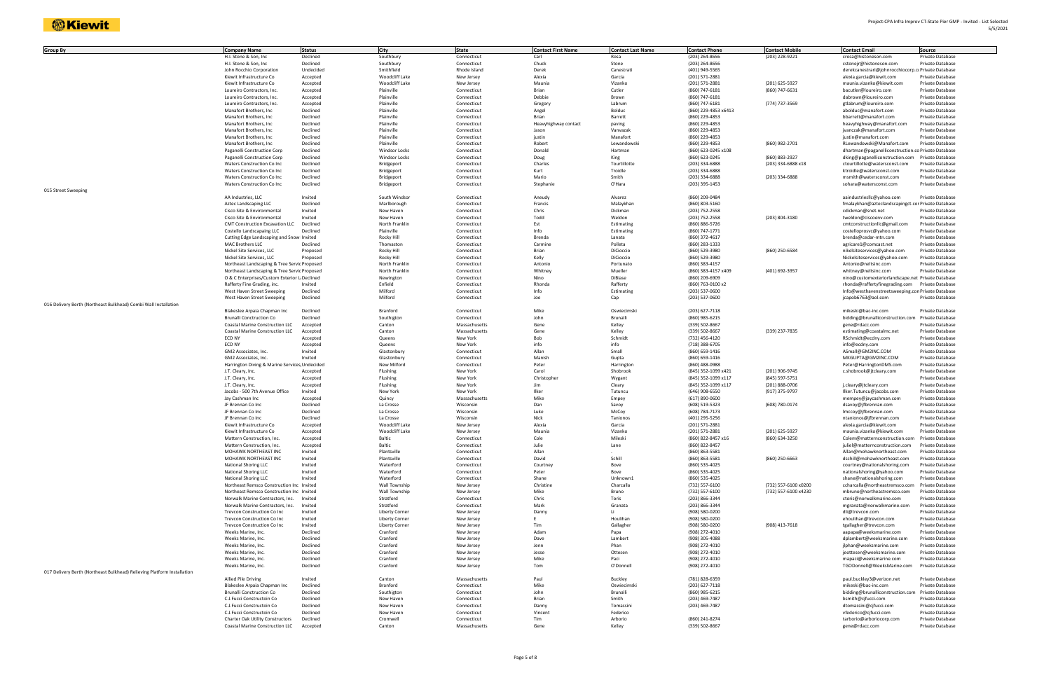| Group By | Company Name | Status | City | State | Contact First Name | Contact Last Name | Contact Phone | Contact Mobile | Contact Email | Source |
|---|---|---|---|---|---|---|---|---|---|---|
| | H.I. Stone & Son, Inc | Declined | Southbury | Connecticut | Carl | Rosa | (203) 264-8656 | (203) 228-9221 | crosa@histoneson.com | Private Database |
| | H.I. Stone & Son, Inc | Declined | Southbury | Connecticut | Chuck | Stone | (203) 264-8656 | | cstonejr@histoneson.com | Private Database |
| | John Rocchio Corporation | Undecided | Smithfield | Rhode Island | Derek | Canestrati | (401) 949-5565 | | derekcanestrari@johnrocchiocorp.co | Private Database |
| | Kiewit Infrastructure Co | Accepted | Woodcliff Lake | New Jersey | Alexia | Garcia | (201) 571-2881 | | alexia.garcia@kiewit.com | Private Database |
| | Kiewit Infrastructure Co | Accepted | Woodcliff Lake | New Jersey | Maunia | Vizanko | (201) 571-2881 | (201) 625-5927 | maunia.vizanko@kiewit.com | Private Database |
| | Loureiro Contractors, Inc. | Accepted | Plainville | Connecticut | Brian | Cutler | (860) 747-6181 | (860) 747-6631 | bacutler@loureiro.com | Private Database |
| | Loureiro Contractors, Inc. | Accepted | Plainville | Connecticut | Debbie | Brown | (860) 747-6181 | | dabrown@loureiro.com | Private Database |
| | Loureiro Contractors, Inc. | Accepted | Plainville | Connecticut | Gregory | Labrum | (860) 747-6181 | (774) 737-3569 | gtlabrum@loureiro.com | Private Database |
| | Manafort Brothers, Inc | Declined | Plainville | Connecticut | Angel | Bolduc | (860) 229-4853 x6413 | | abolduc@manafort.com | Private Database |
| | Manafort Brothers, Inc | Declined | Plainville | Connecticut | Brian | Barrett | (860) 229-4853 | | bbarrett@manafort.com | Private Database |
| | Manafort Brothers, Inc | Declined | Plainville | Connecticut | Heavyhighway contact | paving | (860) 229-4853 | | heavyhighway@manafort.com | Private Database |
| | Manafort Brothers, Inc | Declined | Plainville | Connecticut | Jason | Vanvazak | (860) 229-4853 | | jvanczak@manafort.com | Private Database |
| | Manafort Brothers, Inc | Declined | Plainville | Connecticut | justin | Manafort | (860) 229-4853 | | justin@manafort.com | Private Database |
| | Manafort Brothers, Inc | Declined | Plainville | Connecticut | Robert | Lewandowski | (860) 229-4853 | (860) 982-2701 | RLewandowski@Manafort.com | Private Database |
| | Paganelli Construction Corp | Declined | Windsor Locks | Connecticut | Donald | Hartman | (860) 623-0245 x108 | | dhartman@paganelliconstruction.co | Private Database |
| | Paganelli Construction Corp | Declined | Windsor Locks | Connecticut | Doug | King | (860) 623-0245 | (860) 883-2927 | dking@paganelliconstruction.com | Private Database |
| | Waters Construction Co Inc | Declined | Bridgeport | Connecticut | Charles | Tourtillotte | (203) 334-6888 | (203) 334-6888 x18 | ctourtillotte@watersconst.com | Private Database |
| | Waters Construction Co Inc | Declined | Bridgeport | Connecticut | Kurt | Troidle | (203) 334-6888 | | ktroidle@watersconst.com | Private Database |
| | Waters Construction Co Inc | Declined | Bridgeport | Connecticut | Mario | Smith | (203) 334-6888 | (203) 334-6888 | msmith@watersconst.com | Private Database |
| | Waters Construction Co Inc | Declined | Bridgeport | Connecticut | Stephanie | O'Hara | (203) 395-1453 | | sohara@watersconst.com | Private Database |
| 015 Street Sweeping | | | | | | | | | | |
| | AA Industries, LLC | Invited | South Windsor | Connecticut | Aneudy | Alvarez | (860) 209-0484 | | aaindustriesllc@yahoo.com | Private Database |
| | Aztec Landscaping LLC | Declined | Marlborough | Connecticut | Francis | Malaykhan | (860) 803-5160 | | fmalaykhan@azteclandscapingct.cor | Private Database |
| | Cisco Site & Environmental | Invited | New Haven | Connecticut | Chris | Dickman | (203) 752-2558 | | cdickman@snet.net | Private Database |
| | Cisco Site & Environmental | Invited | New Haven | Connecticut | Todd | Weldon | (203) 752-2558 | (203) 804-3180 | tweldon@ciscoenv.com | Private Database |
| | CMT Construction Excavation LLC | Declined | North Franklin | Connecticut | Est | Estimating | (860) 886-5726 | | cmtconstructionllc@gmail.com | Private Database |
| | Costello Landscapaing LLC | Declined | Plainville | Connecticut | Info | Estimating | (860) 747-1771 | | costelloprosvc@yahoo.com | Private Database |
| | Cutting Edge Landscaping and Snow | Invited | Rocky Hill | Connecticut | Brenda | Lanata | (860) 372-4617 | | brenda@cedar-mtn.com | Private Database |
| | MAC Brothers LLC | Declined | Thomaston | Connecticut | Carmine | Polleta | (860) 283-1333 | | agricare1@comcast.net | Private Database |
| | Nickel Site Services, LLC | Proposed | Rocky Hill | Connecticut | Brian | DiCioccio | (860) 529-3980 | (860) 250-6584 | nikelsiteservices@yahoo.com | Private Database |
| | Nickel Site Services, LLC | Proposed | Rocky Hill | Connecticut | Kelly | DiCioccio | (860) 529-3980 | | Nickelsiteservices@yahoo.com | Private Database |
| | Northeast Landscaping & Tree Servic | Proposed | North Franklin | Connecticut | Antonio | Portunato | (860) 383-4157 | | Antonio@neltsinc.com | Private Database |
| | Northeast Landscaping & Tree Servic | Proposed | North Franklin | Connecticut | Whitney | Mueller | (860) 383-4157 x409 | (401) 692-3957 | whitney@neltsinc.com | Private Database |
| | O & C Enterprises/Custom Exterior L | Declined | Newington | Connecticut | Nino | DiBiase | (860) 209-6909 | | nino@customexteriorlandscape.net | Private Database |
| | Rafferty Fine Grading, inc. | Invited | Enfield | Connecticut | Rhonda | Rafferty | (860) 763-0100 x2 | | rhonda@raffertyfinegrading.com | Private Database |
| | West Haven Street Sweeping | Declined | Milford | Connecticut | Info | Estimating | (203) 537-0600 | | Info@westhavenstreetsweeping.com | Private Database |
| | West Haven Street Sweeping | Declined | Milford | Connecticut | Joe | Cap | (203) 537-0600 | | jcapob6763@aol.com | Private Database |
| 016 Delivery Berth (Northeast Bulkhead) Combi Wall Installation | | | | | | | | | | |
| | Blakeslee Arpaia Chapman Inc | Declined | Branford | Connecticut | Mike | Oswiecimski | (203) 627-7118 | | mikeski@bac-inc.com | Private Database |
| | Brunalli Conctruction Co | Declined | Southigton | Connecticut | John | Brunalli | (860) 985-6215 | | bidding@brunalliconstruction.com | Private Database |
| | Coastal Marine Construction LLC | Accepted | Canton | Massachusetts | Gene | Kelley | (339) 502-8667 | | gene@rdacc.com | Private Database |
| | Coastal Marine Construction LLC | Accepted | Canton | Massachusetts | Gene | Kelley | (339) 502-8667 | (339) 237-7835 | estimating@coastalmc.net | Private Database |
| | ECD NY | Accepted | Queens | New York | Bob | Schmidt | (732) 456-4120 | | RSchmidt@ecdny.com | Private Database |
| | ECD NY | Accepted | Queens | New York | info | info | (718) 388-6705 | | info@ecdny.com | Private Database |
| | GM2 Associates, Inc. | Invited | Glastonbury | Connecticut | Allan | Small | (860) 659-1416 | | ASmall@GM2INC.COM | Private Database |
| | GM2 Associates, Inc. | Invited | Glastonbury | Connecticut | Manish | Gupta | (860) 659-1416 | | MKGUPTA@GM2INC.COM | Private Database |
| | Harrington Diving & Marine Services, | Undecided | New Milford | Connecticut | Peter | Harrington | (860) 488-0988 | | Peter@HarringtonDMS.com | Private Database |
| | J.T. Cleary, Inc. | Accepted | Flushing | New York | Carol | Shobrook | (845) 352-1099 x421 | (201) 906-9745 | c.shobrook@jtcleary.com | Private Database |
| | J.T. Cleary, Inc. | Accepted | Flushing | New York | Christopher | Wygant | (845) 352-1099 x117 | (845) 597-5751 | | Private Database |
| | J.T. Cleary, Inc. | Accepted | Flushing | New York | Jim | Cleary | (845) 352-1099 x117 | (201) 888-0706 | j.cleary@jtcleary.com | Private Database |
| | Jacobs - 500 7th Avenue Office | Invited | New York | New York | Ilker | Tutuncu | (646) 908-6550 | (917) 375-9797 | Ilker.Tutuncu@jacobs.com | Private Database |
| | Jay Cashman Inc | Accepted | Quincy | Massachusetts | Mike | Empey | (617) 890-0600 | | mempey@jaycashman.com | Private Database |
| | JF Brennan Co Inc | Declined | La Crosse | Wisconsin | Dan | Savoy | (608) 519-5323 | (608) 780-0174 | dsavoy@jfbrennan.com | Private Database |
| | JF Brennan Co Inc | Declined | La Crosse | Wisconsin | Luke | McCoy | (608) 784-7173 | | lmccoy@jfbrennan.com | Private Database |
| | JF Brennan Co Inc | Declined | La Crosse | Wisconsin | Nick | Tanionos | (401) 295-5256 | | ntanionos@jfbrennan.com | Private Database |
| | Kiewit Infrastructure Co | Accepted | Woodcliff Lake | New Jersey | Alexia | Garcia | (201) 571-2881 | | alexia.garcia@kiewit.com | Private Database |
| | Kiewit Infrastructure Co | Accepted | Woodcliff Lake | New Jersey | Maunia | Vizanko | (201) 571-2881 | (201) 625-5927 | maunia.vizanko@kiewit.com | Private Database |
| | Mattern Construction, Inc. | Accepted | Baltic | Connecticut | Cole | Mileski | (860) 822-8457 x16 | (860) 634-3250 | Colem@matternconstruction.com | Private Database |
| | Mattern Construction, Inc. | Accepted | Baltic | Connecticut | Julie | Lane | (860) 822-8457 | | juliel@matternconstruction.com | Private Database |
| | MOHAWK NORTHEAST INC | Invited | Plantsville | Connecticut | Allan | . | (860) 863-5581 | | Allan@mohawknortheast.com | Private Database |
| | MOHAWK NORTHEAST INC | Invited | Plantsville | Connecticut | David | Schill | (860) 863-5581 | (860) 250-6663 | dschill@mohawknortheast.com | Private Database |
| | National Shoring LLC | Invited | Waterford | Connecticut | Courtney | Bove | (860) 535-4025 | | courtney@nationalshoring.com | Private Database |
| | National Shoring LLC | Invited | Waterford | Connecticut | Peter | Bove | (860) 535-4025 | | nationalshoring@yahoo.com | Private Database |
| | National Shoring LLC | Invited | Waterford | Connecticut | Shane | Unknown1 | (860) 535-4025 | | shane@nationalshoring.com | Private Database |
| | Northeast Remsco Construction Inc | Invited | Wall Township | New Jersey | Christine | Charcalla | (732) 557-6100 | (732) 557-6100 x0200 | ccharcalla@northeastremsco.com | Private Database |
| | Northeast Remsco Construction Inc | Invited | Wall Township | New Jersey | Mike | Bruno | (732) 557-6100 | (732) 557-6100 x4230 | mbruno@northeastremsco.com | Private Database |
| | Norwalk Marine Contractors, Inc. | Invited | Stratford | Connecticut | Chris | Toris | (203) 866-3344 | | ctoris@norwalkmarine.com | Private Database |
| | Norwalk Marine Contractors, Inc. | Invited | Stratford | Connecticut | Mark | Granata | (203) 866-3344 | | mgranata@norwalkmarine.com | Private Database |
| | Trevcon Construction Co Inc | Invited | Liberty Corner | New Jersey | Danny | Li | (908) 580-0200 | | dli@trevcon.com | Private Database |
| | Trevcon Construction Co Inc | Invited | Liberty Corner | New Jersey | E | Houlihan | (908) 580-0200 | | ehoulihan@trevcon.com | Private Database |
| | Trevcon Construction Co Inc | Invited | Liberty Corner | New Jersey | Tim | Gallagher | (908) 580-0200 | (908) 413-7618 | tgallagher@trevcon.com | Private Database |
| | Weeks Marine, Inc. | Declined | Cranford | New Jersey | Adam | Papa | (908) 272-4010 | | aapapa@weeksmarine.com | Private Database |
| | Weeks Marine, Inc. | Declined | Cranford | New Jersey | Dave | Lambert | (908) 305-4088 | | dplambert@weeksmarine.com | Private Database |
| | Weeks Marine, Inc. | Declined | Cranford | New Jersey | Jenn | Phan | (908) 272-4010 | | jlphan@weeksmarine.com | Private Database |
| | Weeks Marine, Inc. | Declined | Cranford | New Jersey | Jesse | Ottesen | (908) 272-4010 | | jeottesen@weeksmarine.com | Private Database |
| | Weeks Marine, Inc. | Declined | Cranford | New Jersey | Mike | Paci | (908) 272-4010 | | mapaci@weeksmarine.com | Private Database |
| | Weeks Marine, Inc. | Declined | Cranford | New Jersey | Tom | O'Donnell | (908) 272-4010 | | TGODonnell@WeeksMarine.com | Private Database |
| 017 Delivery Berth (Northeast Bulkhead) Relieving Platform Installation | | | | | | | | | | |
| | Allied Pile Driving | Invited | Canton | Massachusetts | Paul | Buckley | (781) 828-6359 | | paul.buckley3@verizon.net | Private Database |
| | Blakeslee Arpaia Chapman Inc | Declined | Branford | Connecticut | Mike | Oswiecimski | (203) 627-7118 | | mikeski@bac-inc.com | Private Database |
| | Brunalli Conctruction Co | Declined | Southigton | Connecticut | John | Brunalli | (860) 985-6215 | | bidding@brunalliconstruction.com | Private Database |
| | C.J.Fucci Constructoin Co | Declined | New Haven | Connecticut | Brian | Smith | (203) 469-7487 | | bsmith@cjfucci.com | Private Database |
| | C.J.Fucci Constructoin Co | Declined | New Haven | Connecticut | Danny | Tomassini | (203) 469-7487 | | dtomassini@cjfucci.com | Private Database |
| | C.J.Fucci Constructoin Co | Declined | New Haven | Connecticut | Vincent | Federico | | | vfederico@cjfucci.com | Private Database |
| | Charter Oak Utility Constructors | Declined | Cromwell | Connecticut | Tim | Arborio | (860) 241-8274 | | tarborio@arboriocorp.com | Private Database |
| | Coastal Marine Construction LLC | Accepted | Canton | Massachusetts | Gene | Kelley | (339) 502-8667 | | gene@rdacc.com | Private Database |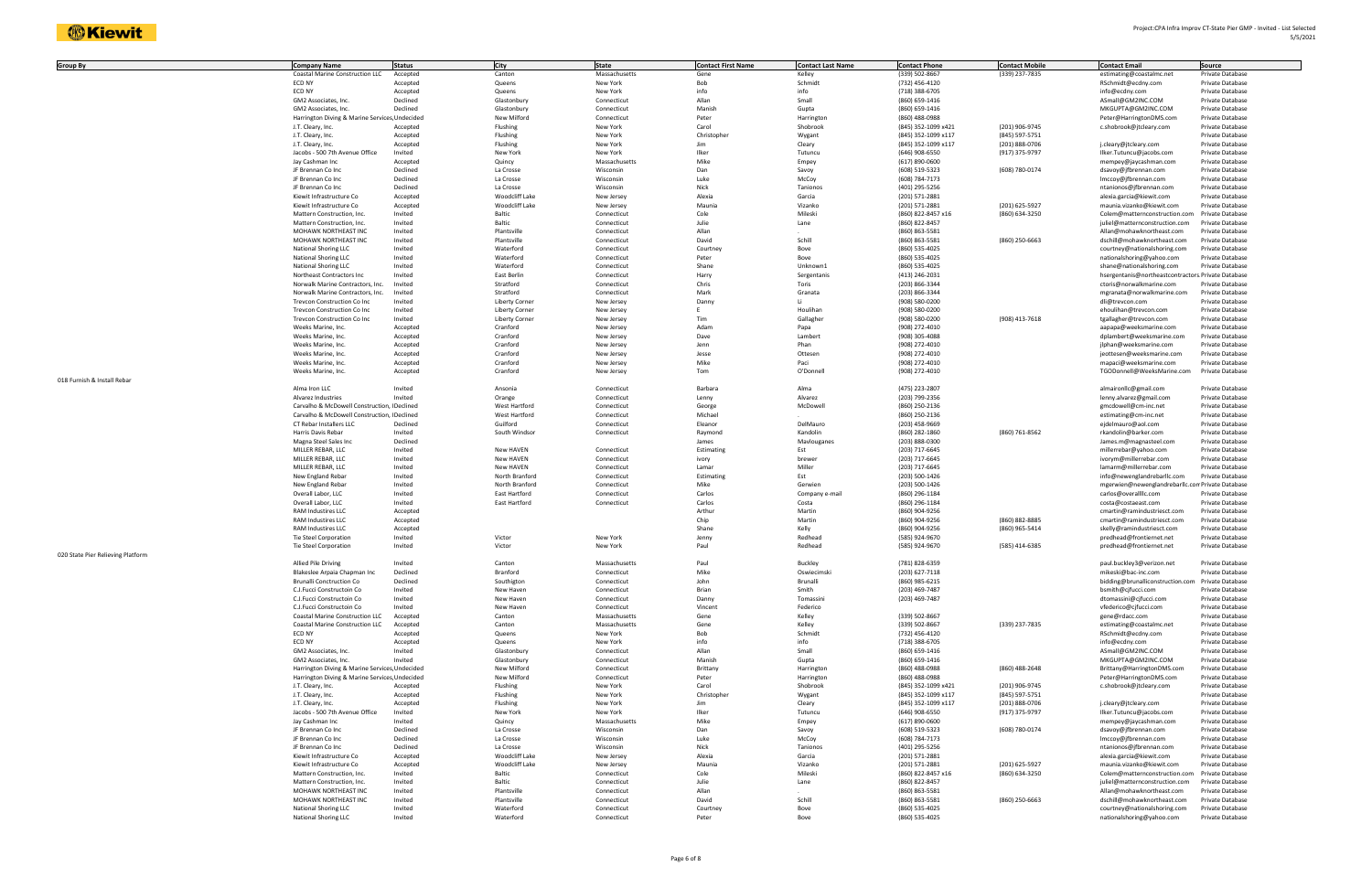| Group By | Company Name | Status | City | State | Contact First Name | Contact Last Name | Contact Phone | Contact Mobile | Contact Email | Source |
|---|---|---|---|---|---|---|---|---|---|---|
| | Coastal Marine Construction LLC | Accepted | Canton | Massachusetts | Gene | Kelley | (339) 502-8667 | (339) 237-7835 | estimating@coastalmc.net | Private Database |
| | ECD NY | Accepted | Queens | New York | Bob | Schmidt | (732) 456-4120 | | RSchmidt@ecdny.com | Private Database |
| | ECD NY | Accepted | Queens | New York | info | info | (718) 388-6705 | | info@ecdny.com | Private Database |
| | GM2 Associates, Inc. | Declined | Glastonbury | Connecticut | Allan | Small | (860) 659-1416 | | ASmall@GM2INC.COM | Private Database |
| | GM2 Associates, Inc. | Declined | Glastonbury | Connecticut | Manish | Gupta | (860) 659-1416 | | MKGUPTA@GM2INC.COM | Private Database |
| | Harrington Diving & Marine Services, | Undecided | New Milford | Connecticut | Peter | Harrington | (860) 488-0988 | | Peter@HarringtonDMS.com | Private Database |
| | J.T. Cleary, Inc. | Accepted | Flushing | New York | Carol | Shobrook | (845) 352-1099 x421 | (201) 906-9745 | c.shobrook@jtcleary.com | Private Database |
| | J.T. Cleary, Inc. | Accepted | Flushing | New York | Christopher | Wygant | (845) 352-1099 x117 | (845) 597-5751 | | Private Database |
| | J.T. Cleary, Inc. | Accepted | Flushing | New York | Jim | Cleary | (845) 352-1099 x117 | (201) 888-0706 | j.cleary@jtcleary.com | Private Database |
| | Jacobs - 500 7th Avenue Office | Invited | New York | New York | Ilker | Tutuncu | (646) 908-6550 | (917) 375-9797 | Ilker.Tutuncu@jacobs.com | Private Database |
| | Jay Cashman Inc | Accepted | Quincy | Massachusetts | Mike | Empey | (617) 890-0600 | | mempey@jaycashman.com | Private Database |
| | JF Brennan Co Inc | Declined | La Crosse | Wisconsin | Dan | Savoy | (608) 519-5323 | (608) 780-0174 | dsavoy@jfbrennan.com | Private Database |
| | JF Brennan Co Inc | Declined | La Crosse | Wisconsin | Luke | McCoy | (608) 784-7173 | | lmccoy@jfbrennan.com | Private Database |
| | JF Brennan Co Inc | Declined | La Crosse | Wisconsin | Nick | Tanionos | (401) 295-5256 | | ntanionos@jfbrennan.com | Private Database |
| | Kiewit Infrastructure Co | Accepted | Woodcliff Lake | New Jersey | Alexia | Garcia | (201) 571-2881 | | alexia.garcia@kiewit.com | Private Database |
| | Kiewit Infrastructure Co | Accepted | Woodcliff Lake | New Jersey | Maunia | Vizanko | (201) 571-2881 | (201) 625-5927 | maunia.vizanko@kiewit.com | Private Database |
| | Mattern Construction, Inc. | Invited | Baltic | Connecticut | Cole | Mileski | (860) 822-8457 x16 | (860) 634-3250 | Colem@matternconstruction.com | Private Database |
| | Mattern Construction, Inc. | Invited | Baltic | Connecticut | Julie | Lane | (860) 822-8457 | | juliel@matternconstruction.com | Private Database |
| | MOHAWK NORTHEAST INC | Invited | Plantsville | Connecticut | Allan | . | (860) 863-5581 | | Allan@mohawknortheast.com | Private Database |
| | MOHAWK NORTHEAST INC | Invited | Plantsville | Connecticut | David | Schill | (860) 863-5581 | (860) 250-6663 | dschill@mohawknortheast.com | Private Database |
| | National Shoring LLC | Invited | Waterford | Connecticut | Courtney | Bove | (860) 535-4025 | | courtney@nationalshoring.com | Private Database |
| | National Shoring LLC | Invited | Waterford | Connecticut | Peter | Bove | (860) 535-4025 | | nationalshoring@yahoo.com | Private Database |
| | National Shoring LLC | Invited | Waterford | Connecticut | Shane | Unknown1 | (860) 535-4025 | | shane@nationalshoring.com | Private Database |
| | Northeast Contractors Inc | Invited | East Berlin | Connecticut | Harry | Sergentanis | (413) 246-2031 | | hsergentanis@northeastcontractors. | Private Database |
| | Norwalk Marine Contractors, Inc. | Invited | Stratford | Connecticut | Chris | Toris | (203) 866-3344 | | ctoris@norwalkmarine.com | Private Database |
| | Norwalk Marine Contractors, Inc. | Invited | Stratford | Connecticut | Mark | Granata | (203) 866-3344 | | mgranata@norwalkmarine.com | Private Database |
| | Trevcon Construction Co Inc | Invited | Liberty Corner | New Jersey | Danny | Li | (908) 580-0200 | | dli@trevcon.com | Private Database |
| | Trevcon Construction Co Inc | Invited | Liberty Corner | New Jersey | E | Houlihan | (908) 580-0200 | | ehoulihan@trevcon.com | Private Database |
| | Trevcon Construction Co Inc | Invited | Liberty Corner | New Jersey | Tim | Gallagher | (908) 580-0200 | (908) 413-7618 | tgallagher@trevcon.com | Private Database |
| | Weeks Marine, Inc. | Accepted | Cranford | New Jersey | Adam | Papa | (908) 272-4010 | | aapapa@weeksmarine.com | Private Database |
| | Weeks Marine, Inc. | Accepted | Cranford | New Jersey | Dave | Lambert | (908) 305-4088 | | dplambert@weeksmarine.com | Private Database |
| | Weeks Marine, Inc. | Accepted | Cranford | New Jersey | Jenn | Phan | (908) 272-4010 | | jlphan@weeksmarine.com | Private Database |
| | Weeks Marine, Inc. | Accepted | Cranford | New Jersey | Jesse | Ottesen | (908) 272-4010 | | jeottesen@weeksmarine.com | Private Database |
| | Weeks Marine, Inc. | Accepted | Cranford | New Jersey | Mike | Paci | (908) 272-4010 | | mapaci@weeksmarine.com | Private Database |
| | Weeks Marine, Inc. | Accepted | Cranford | New Jersey | Tom | O'Donnell | (908) 272-4010 | | TGODonnell@WeeksMarine.com | Private Database |
| 018 Furnish & Install Rebar | | | | | | | | | | |
| | Alma Iron LLC | Invited | Ansonia | Connecticut | Barbara | Alma | (475) 223-2807 | | almaironllc@gmail.com | Private Database |
| | Alvarez Industries | Invited | Orange | Connecticut | Lenny | Alvarez | (203) 799-2356 | | lenny.alvarez@gmail.com | Private Database |
| | Carvalho & McDowell Construction, I | Declined | West Hartford | Connecticut | George | McDowell | (860) 250-2136 | | gmcdowell@cm-inc.net | Private Database |
| | Carvalho & McDowell Construction, I | Declined | West Hartford | Connecticut | Michael | . | (860) 250-2136 | | estimating@cm-inc.net | Private Database |
| | CT Rebar Installers LLC | Declined | Guilford | Connecticut | Eleanor | DelMauro | (203) 458-9669 | | ejdelmauro@aol.com | Private Database |
| | Harris Davis Rebar | Invited | South Windsor | Connecticut | Raymond | Kandolin | (860) 282-1860 | (860) 761-8562 | rkandolin@barker.com | Private Database |
| | Magna Steel Sales Inc | Declined | | | James | Mavlouganes | (203) 888-0300 | | James.m@magnasteel.com | Private Database |
| | MILLER REBAR, LLC | Invited | New HAVEN | Connecticut | Estimating | Est | (203) 717-6645 | | millerrebar@yahoo.com | Private Database |
| | MILLER REBAR, LLC | Invited | New HAVEN | Connecticut | ivory | brewer | (203) 717-6645 | | ivorym@millerrebar.com | Private Database |
| | MILLER REBAR, LLC | Invited | New HAVEN | Connecticut | Lamar | Miller | (203) 717-6645 | | lamarm@millerrebar.com | Private Database |
| | New England Rebar | Invited | North Branford | Connecticut | Estimating | Est | (203) 500-1426 | | info@newenglandrebarllc.com | Private Database |
| | New England Rebar | Invited | North Branford | Connecticut | Mike | Gerwien | (203) 500-1426 | | mgerwien@newenglandrebarllc.com | Private Database |
| | Overall Labor, LLC | Invited | East Hartford | Connecticut | Carlos | Company e-mail | (860) 296-1184 | | carlos@overallllc.com | Private Database |
| | Overall Labor, LLC | Invited | East Hartford | Connecticut | Carlos | Costa | (860) 296-1184 | | costa@costaeast.com | Private Database |
| | RAM Industires LLC | Accepted | | | Arthur | Martin | (860) 904-9256 | | cmartin@ramindustriesct.com | Private Database |
| | RAM Industires LLC | Accepted | | | Chip | Martin | (860) 904-9256 | (860) 882-8885 | cmartin@ramindustriesct.com | Private Database |
| | RAM Industires LLC | Accepted | | | Shane | Kelly | (860) 904-9256 | (860) 965-5414 | skelly@ramindustriesct.com | Private Database |
| | Tie Steel Corporation | Invited | Victor | New York | Jenny | Redhead | (585) 924-9670 | | predhead@frontiernet.net | Private Database |
| | Tie Steel Corporation | Invited | Victor | New York | Paul | Redhead | (585) 924-9670 | (585) 414-6385 | predhead@frontiernet.net | Private Database |
| 020 State Pier Relieving Platform | | | | | | | | | | |
| | Allied Pile Driving | Invited | Canton | Massachusetts | Paul | Buckley | (781) 828-6359 | | paul.buckley3@verizon.net | Private Database |
| | Blakeslee Arpaia Chapman Inc | Declined | Branford | Connecticut | Mike | Oswiecimski | (203) 627-7118 | | mikeski@bac-inc.com | Private Database |
| | Brunalli Conctruction Co | Declined | Southigton | Connecticut | John | Brunalli | (860) 985-6215 | | bidding@brunalliconstruction.com | Private Database |
| | C.J.Fucci Constructoin Co | Invited | New Haven | Connecticut | Brian | Smith | (203) 469-7487 | | bsmith@cjfucci.com | Private Database |
| | C.J.Fucci Constructoin Co | Invited | New Haven | Connecticut | Danny | Tomassini | (203) 469-7487 | | dtomassini@cjfucci.com | Private Database |
| | C.J.Fucci Constructoin Co | Invited | New Haven | Connecticut | Vincent | Federico | | | vfederico@cjfucci.com | Private Database |
| | Coastal Marine Construction LLC | Accepted | Canton | Massachusetts | Gene | Kelley | (339) 502-8667 | | gene@rdacc.com | Private Database |
| | Coastal Marine Construction LLC | Accepted | Canton | Massachusetts | Gene | Kelley | (339) 502-8667 | (339) 237-7835 | estimating@coastalmc.net | Private Database |
| | ECD NY | Accepted | Queens | New York | Bob | Schmidt | (732) 456-4120 | | RSchmidt@ecdny.com | Private Database |
| | ECD NY | Accepted | Queens | New York | info | info | (718) 388-6705 | | info@ecdny.com | Private Database |
| | GM2 Associates, Inc. | Invited | Glastonbury | Connecticut | Allan | Small | (860) 659-1416 | | ASmall@GM2INC.COM | Private Database |
| | GM2 Associates, Inc. | Invited | Glastonbury | Connecticut | Manish | Gupta | (860) 659-1416 | | MKGUPTA@GM2INC.COM | Private Database |
| | Harrington Diving & Marine Services, | Undecided | New Milford | Connecticut | Brittany | Harrington | (860) 488-0988 | (860) 488-2648 | Brittany@HarringtonDMS.com | Private Database |
| | Harrington Diving & Marine Services, | Undecided | New Milford | Connecticut | Peter | Harrington | (860) 488-0988 | | Peter@HarringtonDMS.com | Private Database |
| | J.T. Cleary, Inc. | Accepted | Flushing | New York | Carol | Shobrook | (845) 352-1099 x421 | (201) 906-9745 | c.shobrook@jtcleary.com | Private Database |
| | J.T. Cleary, Inc. | Accepted | Flushing | New York | Christopher | Wygant | (845) 352-1099 x117 | (845) 597-5751 | | Private Database |
| | J.T. Cleary, Inc. | Accepted | Flushing | New York | Jim | Cleary | (845) 352-1099 x117 | (201) 888-0706 | j.cleary@jtcleary.com | Private Database |
| | Jacobs - 500 7th Avenue Office | Invited | New York | New York | Ilker | Tutuncu | (646) 908-6550 | (917) 375-9797 | Ilker.Tutuncu@jacobs.com | Private Database |
| | Jay Cashman Inc | Invited | Quincy | Massachusetts | Mike | Empey | (617) 890-0600 | | mempey@jaycashman.com | Private Database |
| | JF Brennan Co Inc | Declined | La Crosse | Wisconsin | Dan | Savoy | (608) 519-5323 | (608) 780-0174 | dsavoy@jfbrennan.com | Private Database |
| | JF Brennan Co Inc | Declined | La Crosse | Wisconsin | Luke | McCoy | (608) 784-7173 | | lmccoy@jfbrennan.com | Private Database |
| | JF Brennan Co Inc | Declined | La Crosse | Wisconsin | Nick | Tanionos | (401) 295-5256 | | ntanionos@jfbrennan.com | Private Database |
| | Kiewit Infrastructure Co | Accepted | Woodcliff Lake | New Jersey | Alexia | Garcia | (201) 571-2881 | | alexia.garcia@kiewit.com | Private Database |
| | Kiewit Infrastructure Co | Accepted | Woodcliff Lake | New Jersey | Maunia | Vizanko | (201) 571-2881 | (201) 625-5927 | maunia.vizanko@kiewit.com | Private Database |
| | Mattern Construction, Inc. | Invited | Baltic | Connecticut | Cole | Mileski | (860) 822-8457 x16 | (860) 634-3250 | Colem@matternconstruction.com | Private Database |
| | Mattern Construction, Inc. | Invited | Baltic | Connecticut | Julie | Lane | (860) 822-8457 | | juliel@matternconstruction.com | Private Database |
| | MOHAWK NORTHEAST INC | Invited | Plantsville | Connecticut | Allan | . | (860) 863-5581 | | Allan@mohawknortheast.com | Private Database |
| | MOHAWK NORTHEAST INC | Invited | Plantsville | Connecticut | David | Schill | (860) 863-5581 | (860) 250-6663 | dschill@mohawknortheast.com | Private Database |
| | National Shoring LLC | Invited | Waterford | Connecticut | Courtney | Bove | (860) 535-4025 | | courtney@nationalshoring.com | Private Database |
| | National Shoring LLC | Invited | Waterford | Connecticut | Peter | Bove | (860) 535-4025 | | nationalshoring@yahoo.com | Private Database |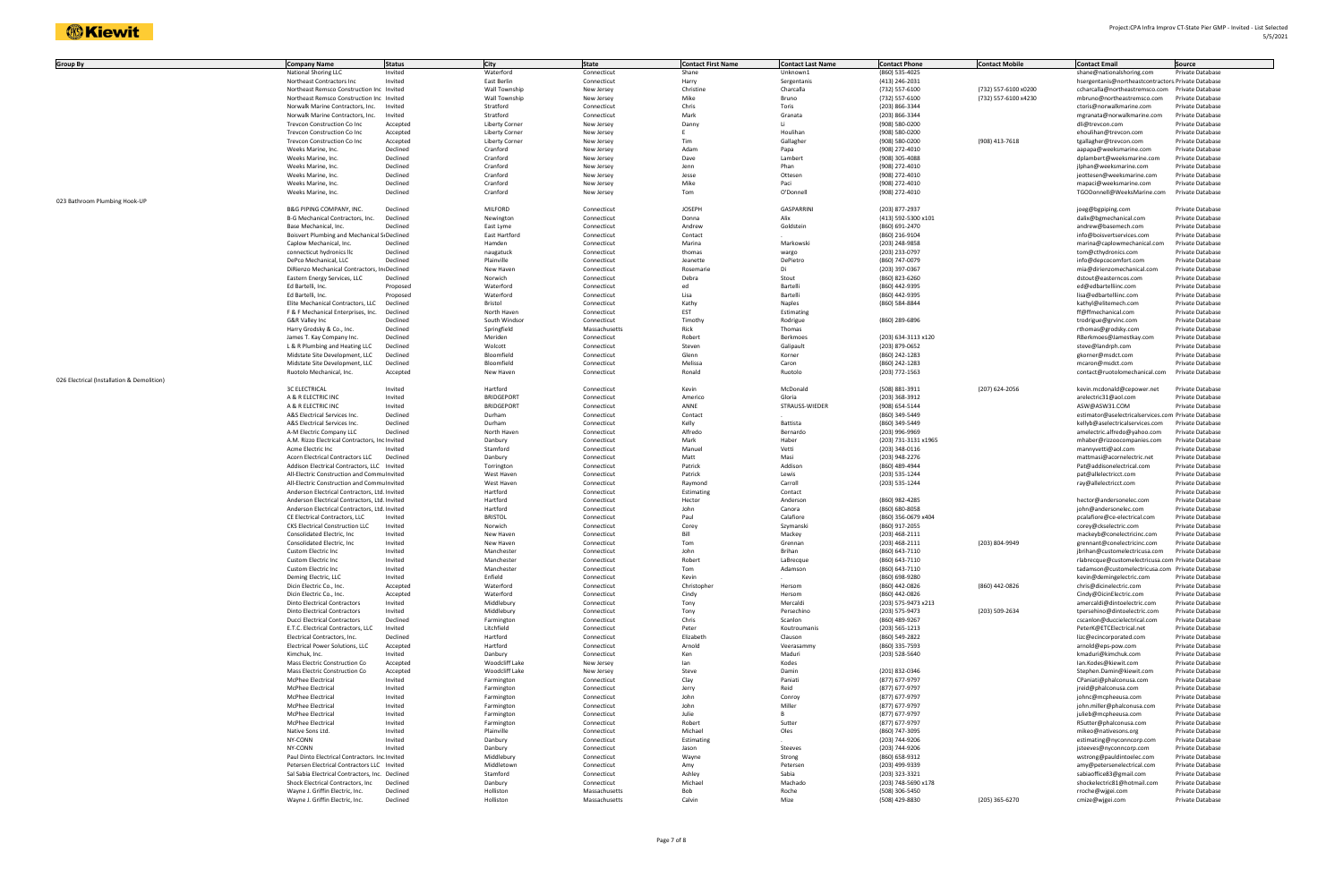| Group By | Company Name | Status | City | State | Contact First Name | Contact Last Name | Contact Phone | Contact Mobile | Contact Email | Source |
|---|---|---|---|---|---|---|---|---|---|---|
| | National Shoring LLC | Invited | Waterford | Connecticut | Shane | Unknown1 | (860) 535-4025 | | shane@nationalshoring.com | Private Database |
| | Northeast Contractors Inc | Invited | East Berlin | Connecticut | Harry | Sergentanis | (413) 246-2031 | | hsergentanis@northeastcontractors.com | Private Database |
| | Northeast Remsco Construction Inc | Invited | Wall Township | New Jersey | Christine | Charcalla | (732) 557-6100 | (732) 557-6100 x0200 | ccharcalla@northeastremsco.com | Private Database |
| | Northeast Remsco Construction Inc | Invited | Wall Township | New Jersey | Mike | Bruno | (732) 557-6100 | (732) 557-6100 x4230 | mbruno@northeastremsco.com | Private Database |
| | Norwalk Marine Contractors, Inc. | Invited | Stratford | Connecticut | Chris | Toris | (203) 866-3344 | | ctoris@norwalkmarine.com | Private Database |
| | Norwalk Marine Contractors, Inc. | Invited | Stratford | Connecticut | Mark | Granata | (203) 866-3344 | | mgranata@norwalkmarine.com | Private Database |
| | Trevcon Construction Co Inc | Accepted | Liberty Corner | New Jersey | Danny | Li | (908) 580-0200 | | dli@trevcon.com | Private Database |
| | Trevcon Construction Co Inc | Accepted | Liberty Corner | New Jersey | E | Houlihan | (908) 580-0200 | | ehoulihan@trevcon.com | Private Database |
| | Trevcon Construction Co Inc | Accepted | Liberty Corner | New Jersey | Tim | Gallagher | (908) 580-0200 | (908) 413-7618 | tgallagher@trevcon.com | Private Database |
| | Weeks Marine, Inc. | Declined | Cranford | New Jersey | Adam | Papa | (908) 272-4010 | | aapapa@weeksmarine.com | Private Database |
| | Weeks Marine, Inc. | Declined | Cranford | New Jersey | Dave | Lambert | (908) 305-4088 | | dplambert@weeksmarine.com | Private Database |
| | Weeks Marine, Inc. | Declined | Cranford | New Jersey | Jenn | Phan | (908) 272-4010 | | jlphan@weeksmarine.com | Private Database |
| | Weeks Marine, Inc. | Declined | Cranford | New Jersey | Jesse | Ottesen | (908) 272-4010 | | jeottesen@weeksmarine.com | Private Database |
| | Weeks Marine, Inc. | Declined | Cranford | New Jersey | Mike | Paci | (908) 272-4010 | | mapaci@weeksmarine.com | Private Database |
| | Weeks Marine, Inc. | Declined | Cranford | New Jersey | Tom | O'Donnell | (908) 272-4010 | | TGODonnell@WeeksMarine.com | Private Database |
| 023 Bathroom Plumbing Hook-UP | | | | | | | | | | |
| | B&G PIPING COMPANY, INC. | Declined | MILFORD | Connecticut | JOSEPH | GASPARRINI | (203) 877-2937 | | joeg@bgpiping.com | Private Database |
| | B-G Mechanical Contractors, Inc. | Declined | Newington | Connecticut | Donna | Alix | (413) 592-5300 x101 | | dalix@bgmechanical.com | Private Database |
| | Base Mechanical, Inc. | Declined | East Lyme | Connecticut | Andrew | Goldstein | (860) 691-2470 | | andrew@basemech.com | Private Database |
| | Boisvert Plumbing and Mechanical Se | Declined | East Hartford | Connecticut | Contact | . | (860) 216-9104 | | info@boisvertservices.com | Private Database |
| | Caplow Mechanical, Inc. | Declined | Hamden | Connecticut | Marina | Markowski | (203) 248-9858 | | marina@caplowmechanical.com | Private Database |
| | connecticut hydronics llc | Declined | naugatuck | Connecticut | thomas | wargo | (203) 233-0797 | | tom@cthydronics.com | Private Database |
| | DePco Mechanical, LLC | Declined | Plainville | Connecticut | Jeanette | DePietro | (860) 747-0079 | | info@depcocomfort.com | Private Database |
| | DiRienzo Mechanical Contractors, Inc | Declined | New Haven | Connecticut | Rosemarie | Di | (203) 397-0367 | | mia@dirienzomechanical.com | Private Database |
| | Eastern Energy Services, LLC | Declined | Norwich | Connecticut | Debra | Stout | (860) 823-6260 | | dstout@easterncos.com | Private Database |
| | Ed Bartelli, Inc. | Proposed | Waterford | Connecticut | ed | Bartelli | (860) 442-9395 | | ed@edbartelliinc.com | Private Database |
| | Ed Bartelli, Inc. | Proposed | Waterford | Connecticut | Lisa | Bartelli | (860) 442-9395 | | lisa@edbartelliinc.com | Private Database |
| | Elite Mechanical Contractors, LLC | Declined | Bristol | Connecticut | Kathy | Naples | (860) 584-8844 | | kathyl@elitemech.com | Private Database |
| | F & F Mechanical Enterprises, Inc. | Declined | North Haven | Connecticut | EST | Estimating | | | ff@ffmechanical.com | Private Database |
| | G&R Valley Inc | Declined | South Windsor | Connecticut | Timothy | Rodrigue | (860) 289-6896 | | trodrigue@grvinc.com | Private Database |
| | Harry Grodsky & Co., Inc. | Declined | Springfield | Massachusetts | Rick | Thomas | | | rthomas@grodsky.com | Private Database |
| | James T. Kay Company Inc. | Declined | Meriden | Connecticut | Robert | Berkmoes | (203) 634-3113 x120 | | RBerkmoes@Jamestkay.com | Private Database |
| | L & R Plumbing and Heating LLC | Declined | Wolcott | Connecticut | Steven | Galipault | (203) 879-0652 | | steve@landrph.com | Private Database |
| | Midstate Site Development, LLC | Declined | Bloomfield | Connecticut | Glenn | Korner | (860) 242-1283 | | gkorner@msdct.com | Private Database |
| | Midstate Site Development, LLC | Declined | Bloomfield | Connecticut | Melissa | Caron | (860) 242-1283 | | mcaron@msdct.com | Private Database |
| | Ruotolo Mechanical, Inc. | Accepted | New Haven | Connecticut | Ronald | Ruotolo | (203) 772-1563 | | contact@ruotolomechanical.com | Private Database |
| 026 Electrical (Installation & Demolition) | | | | | | | | | | |
| | 3C ELECTRICAL | Invited | Hartford | Connecticut | Kevin | McDonald | (508) 881-3911 | (207) 624-2056 | kevin.mcdonald@cepower.net | Private Database |
| | A & R ELECTRIC INC | Invited | BRIDGEPORT | Connecticut | Americo | Gloria | (203) 368-3912 | | arelectric31@aol.com | Private Database |
| | A & R ELECTRIC INC | Invited | BRIDGEPORT | Connecticut | ANNE | STRAUSS-WIEDER | (908) 654-5144 | | ASW@ASW31.COM | Private Database |
| | A&S Electrical Services Inc. | Declined | Durham | Connecticut | Contact | . | (860) 349-5449 | | estimator@aselectricalservices.com | Private Database |
| | A&S Electrical Services Inc. | Declined | Durham | Connecticut | Kelly | Battista | (860) 349-5449 | | kellyb@aselectricalservices.com | Private Database |
| | A-M Electric Company LLC | Declined | North Haven | Connecticut | Alfredo | Bernardo | (203) 996-9969 | | amelectric.alfredo@yahoo.com | Private Database |
| | A.M. Rizzo Electrical Contractors, Inc | Invited | Danbury | Connecticut | Mark | Haber | (203) 731-3131 x1965 | | mhaber@rizzocompanies.com | Private Database |
| | Acme Electric Inc | Invited | Stamford | Connecticut | Manuel | Vetti | (203) 348-0116 | | mannyvetti@aol.com | Private Database |
| | Acorn Electrical Contractors LLC | Declined | Danbury | Connecticut | Matt | Masi | (203) 948-2276 | | mattmasi@acornelectric.net | Private Database |
| | Addison Electrical Contractors, LLC | Invited | Torrington | Connecticut | Patrick | Addison | (860) 489-4944 | | Pat@addisonelectrical.com | Private Database |
| | All-Electric Construction and Commu | Invited | West Haven | Connecticut | Patrick | Lewis | (203) 535-1244 | | pat@allelectricct.com | Private Database |
| | All-Electric Construction and Commu | Invited | West Haven | Connecticut | Raymond | Carroll | (203) 535-1244 | | ray@allelectricct.com | Private Database |
| | Anderson Electrical Contractors, Ltd. | Invited | Hartford | Connecticut | Estimating | Contact | | | | Private Database |
| | Anderson Electrical Contractors, Ltd. | Invited | Hartford | Connecticut | Hector | Anderson | (860) 982-4285 | | hector@andersonelec.com | Private Database |
| | Anderson Electrical Contractors, Ltd. | Invited | Hartford | Connecticut | John | Canora | (860) 680-8058 | | john@andersonelec.com | Private Database |
| | CE Electrical Contractors, LLC | Invited | BRISTOL | Connecticut | Paul | Calafiore | (860) 356-0679 x404 | | pcalafiore@ce-electrical.com | Private Database |
| | CKS Electrical Construction LLC | Invited | Norwich | Connecticut | Corey | Szymanski | (860) 917-2055 | | corey@cksalectric.com | Private Database |
| | Consolidated Electric, Inc | Invited | New Haven | Connecticut | Bill | Mackey | (203) 468-2111 | | mackeyb@conelectricinc.com | Private Database |
| | Consolidated Electric, Inc | Invited | New Haven | Connecticut | Tom | Grennan | (203) 468-2111 | (203) 804-9949 | grennant@conelectricinc.com | Private Database |
| | Custom Electric Inc | Invited | Manchester | Connecticut | John | Brihan | (860) 643-7110 | | jbrihan@customelectricusa.com | Private Database |
| | Custom Electric Inc | Invited | Manchester | Connecticut | Robert | LaBrecque | (860) 643-7110 | | rlabrecque@customelectricusa.com | Private Database |
| | Custom Electric Inc | Invited | Manchester | Connecticut | Tom | Adamson | (860) 643-7110 | | tadamson@customelectricusa.com | Private Database |
| | Deming Electric, LLC | Invited | Enfield | Connecticut | Kevin | . | (860) 698-9280 | | kevin@demingelectric.com | Private Database |
| | Dicin Electric Co., Inc. | Accepted | Waterford | Connecticut | Christopher | Hersom | (860) 442-0826 | (860) 442-0826 | chris@dicinelectric.com | Private Database |
| | Dicin Electric Co., Inc. | Accepted | Waterford | Connecticut | Cindy | Hersom | (860) 442-0826 | | Cindy@DicinElectric.com | Private Database |
| | Dinto Electrical Contractors | Invited | Middlebury | Connecticut | Tony | Mercaldi | (203) 575-9473 x213 | | amercaldi@dintoelectric.com | Private Database |
| | Dinto Electrical Contractors | Invited | Middlebury | Connecticut | Tony | Persechino | (203) 575-9473 | (203) 509-2634 | tpersehino@dintoelectric.com | Private Database |
| | Ducci Electrical Contractors | Declined | Farmington | Connecticut | Chris | Scanlon | (860) 489-9267 | | cscanlon@duccielectrical.com | Private Database |
| | E.T.C. Electrical Contractors, LLC | Invited | Litchfield | Connecticut | Peter | Koutroumanis | (203) 565-1213 | | PeterK@ETCElectrical.net | Private Database |
| | Electrical Contractors, Inc. | Declined | Hartford | Connecticut | Elizabeth | Clauson | (860) 549-2822 | | lizc@ecincorporated.com | Private Database |
| | Electrical Power Solutions, LLC | Accepted | Hartford | Connecticut | Arnold | Veerasammy | (860) 335-7593 | | arnold@eps-pow.com | Private Database |
| | Kimchuk, Inc. | Invited | Danbury | Connecticut | Ken | Maduri | (203) 528-5640 | | kmaduri@kimchuk.com | Private Database |
| | Mass Electric Construction Co | Accepted | Woodcliff Lake | New Jersey | Ian | Kodes | | | Ian.Kodes@kiewit.com | Private Database |
| | Mass Electric Construction Co | Accepted | Woodcliff Lake | New Jersey | Steve | Damin | (201) 832-0346 | | Stephen.Damin@kiewit.com | Private Database |
| | McPhee Electrical | Invited | Farmington | Connecticut | Clay | Paniati | (877) 677-9797 | | CPaniati@phalconusa.com | Private Database |
| | McPhee Electrical | Invited | Farmington | Connecticut | Jerry | Reid | (877) 677-9797 | | jreid@phalconusa.com | Private Database |
| | McPhee Electrical | Invited | Farmington | Connecticut | John | Conroy | (877) 677-9797 | | johnc@mcpheeusa.com | Private Database |
| | McPhee Electrical | Invited | Farmington | Connecticut | John | Miller | (877) 677-9797 | | john.miller@phalconusa.com | Private Database |
| | McPhee Electrical | Invited | Farmington | Connecticut | Julie | B | (877) 677-9797 | | julieb@mcpheeusa.com | Private Database |
| | McPhee Electrical | Invited | Farmington | Connecticut | Robert | Sutter | (877) 677-9797 | | RSutter@phalconusa.com | Private Database |
| | Native Sons Ltd. | Invited | Plainville | Connecticut | Michael | Oles | (860) 747-3095 | | mikeo@nativesons.org | Private Database |
| | NY-CONN | Invited | Danbury | Connecticut | Estimating | . | (203) 744-9206 | | estimating@nyconncorp.com | Private Database |
| | NY-CONN | Invited | Danbury | Connecticut | Jason | Steeves | (203) 744-9206 | | jsteeves@nyconncorp.com | Private Database |
| | Paul Dinto Electrical Contractors. Inc. | Invited | Middlebury | Connecticut | Wayne | Strong | (860) 658-9312 | | wstrong@pauldintoelec.com | Private Database |
| | Petersen Electrical Contractors LLC | Invited | Middletown | Connecticut | Amy | Petersen | (203) 499-9339 | | amy@petersenelectrical.com | Private Database |
| | Sal Sabia Electrical Contractors, Inc. | Declined | Stamford | Connecticut | Ashley | Sabia | (203) 323-3321 | | sabiaoffice83@gmail.com | Private Database |
| | Shock Electrical Contractors, Inc | Declined | Danbury | Connecticut | Michael | Machado | (203) 748-5690 x178 | | shockelectric81@hotmail.com | Private Database |
| | Wayne J. Griffin Electric, Inc. | Declined | Holliston | Massachusetts | Bob | Roche | (508) 306-5450 | | rroche@wjgei.com | Private Database |
| | Wayne J. Griffin Electric, Inc. | Declined | Holliston | Massachusetts | Calvin | Mize | (508) 429-8830 | (205) 365-6270 | cmize@wjgei.com | Private Database |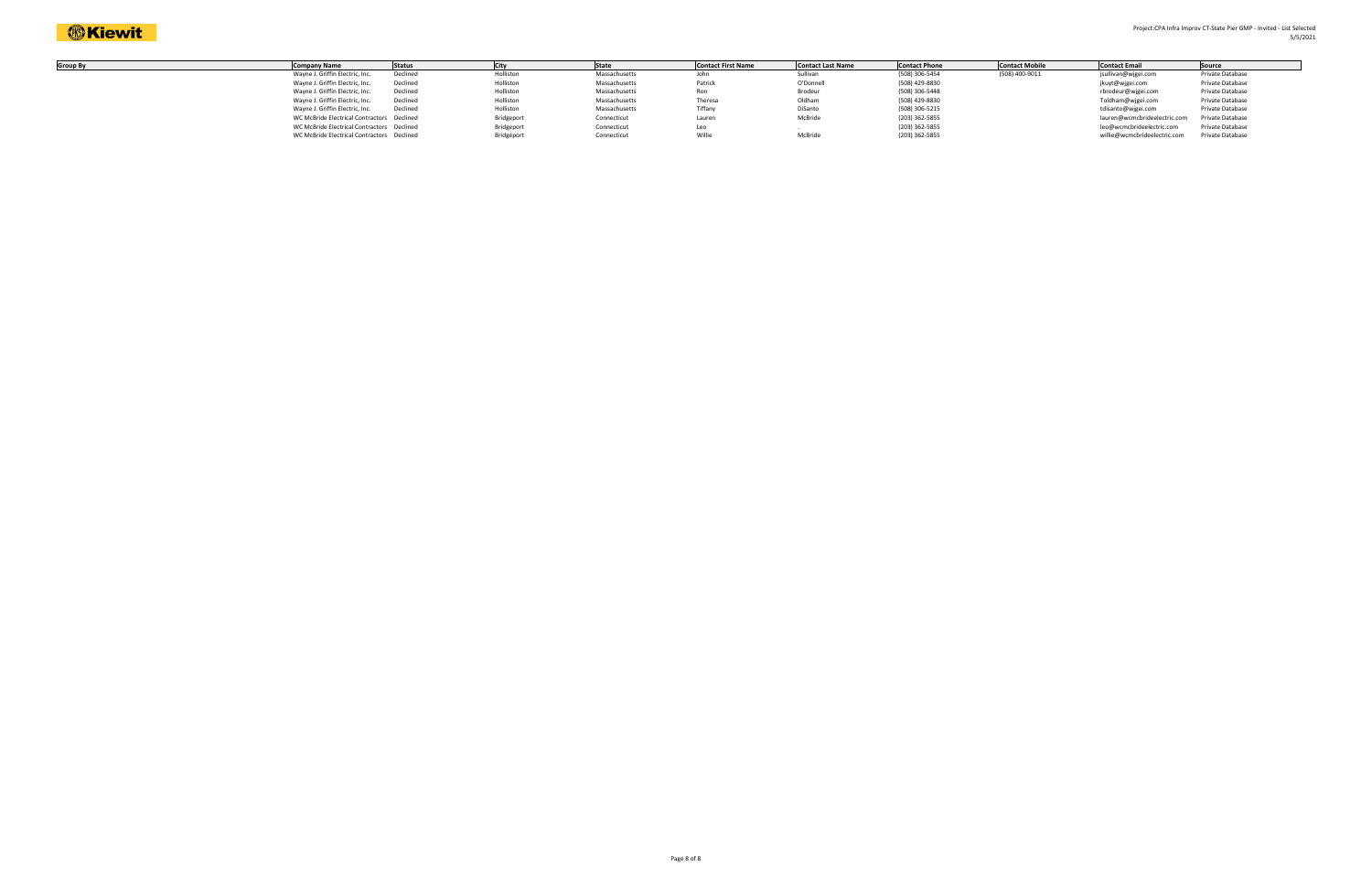| Group By | Company Name | Status | City | State | Contact First Name | Contact Last Name | Contact Phone | Contact Mobile | Contact Email | Source |
|---|---|---|---|---|---|---|---|---|---|---|
| | Wayne J. Griffin Electric, Inc. | Declined | Holliston | Massachusetts | John | Sullivan | (508) 306-5454 | (508) 400-9011 | jsullivan@wjgei.com | Private Database |
| | Wayne J. Griffin Electric, Inc. | Declined | Holliston | Massachusetts | Patrick | O'Donnell | (508) 429-8830 | | jkuyt@wjgei.com | Private Database |
| | Wayne J. Griffin Electric, Inc. | Declined | Holliston | Massachusetts | Ron | Brodeur | (508) 306-5448 | | rbrodeur@wjgei.com | Private Database |
| | Wayne J. Griffin Electric, Inc. | Declined | Holliston | Massachusetts | Theresa | Oldham | (508) 429-8830 | | Toldham@wjgei.com | Private Database |
| | Wayne J. Griffin Electric, Inc. | Declined | Holliston | Massachusetts | Tiffany | DiSanto | (508) 306-5215 | | tdisanto@wjgei.com | Private Database |
| | WC McBride Electrical Contractors | Declined | Bridgeport | Connecticut | Lauren | McBride | (203) 362-5855 | | lauren@wcmcbrideelectric.com | Private Database |
| | WC McBride Electrical Contractors | Declined | Bridgeport | Connecticut | Leo | | (203) 362-5855 | | leo@wcmcbrideelectric.com | Private Database |
| | WC McBride Electrical Contractors | Declined | Bridgeport | Connecticut | Willie | McBride | (203) 362-5855 | | willie@wcmcbrideelectric.com | Private Database |